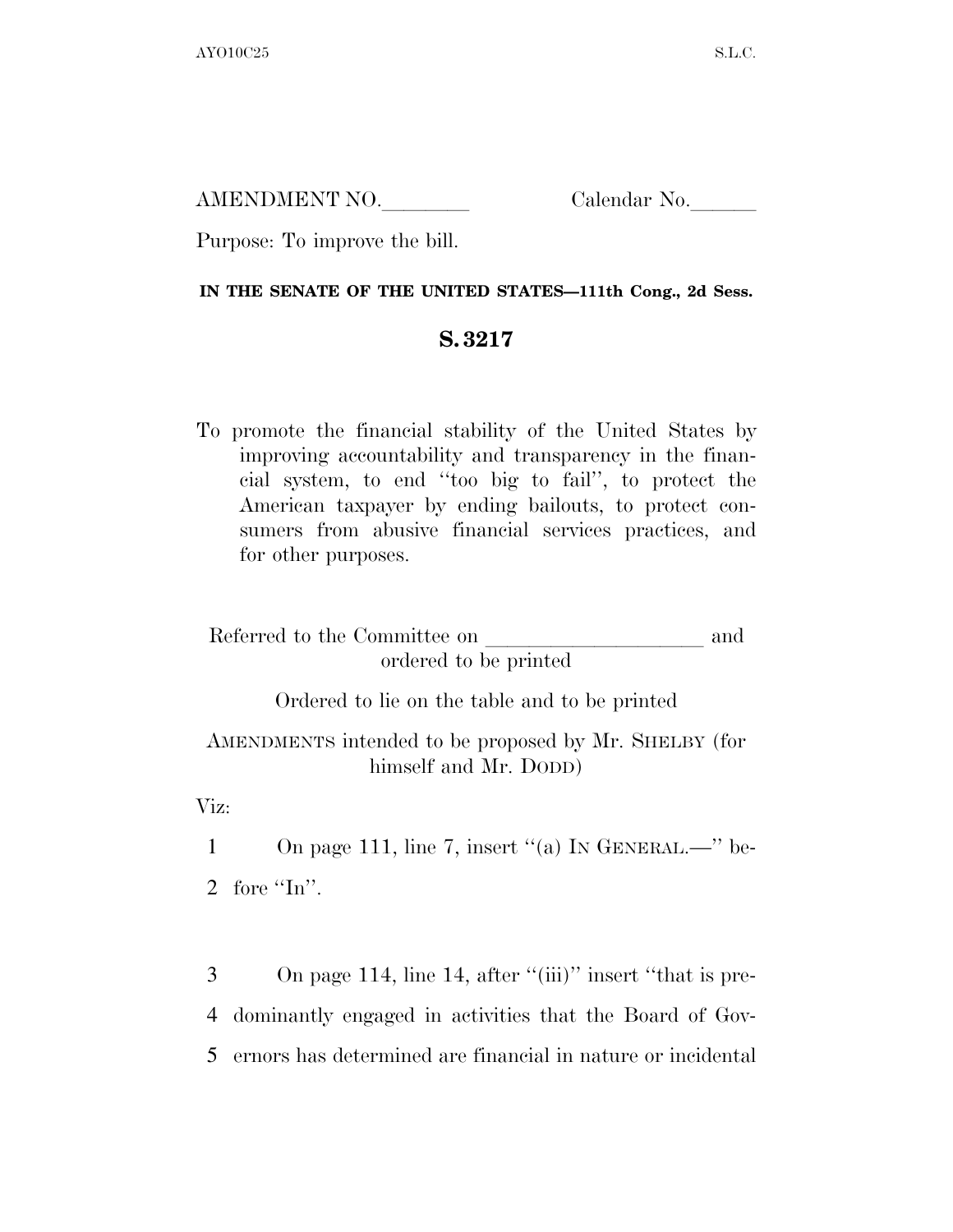AMENDMENT NO.\_\_\_\_\_\_\_\_ Calendar No.\_\_\_\_\_\_

Purpose: To improve the bill.

**IN THE SENATE OF THE UNITED STATES—111th Cong., 2d Sess.**

## S. 3217

To promote the financial stability of the United States by improving accountability and transparency in the financial system, to end ''too big to fail'', to protect the American taxpayer by ending bailouts, to protect consumers from abusive financial services practices, and for other purposes.

Referred to the Committee on \_\_\_\_\_\_\_\_\_\_\_\_\_\_\_\_\_\_\_\_ and ordered to be printed

Ordered to lie on the table and to be printed

AMENDMENTS intended to be proposed by Mr. SHELBY (for himself and Mr. DODD)

Viz:

1 On page 111, line 7, insert ''(a) IN GENERAL.—'' be-
2 fore ''In''.

3 On page 114, line 14, after ''(iii)'' insert ''that is pre-
4 dominantly engaged in activities that the Board of Gov-
5 ernors has determined are financial in nature or incidental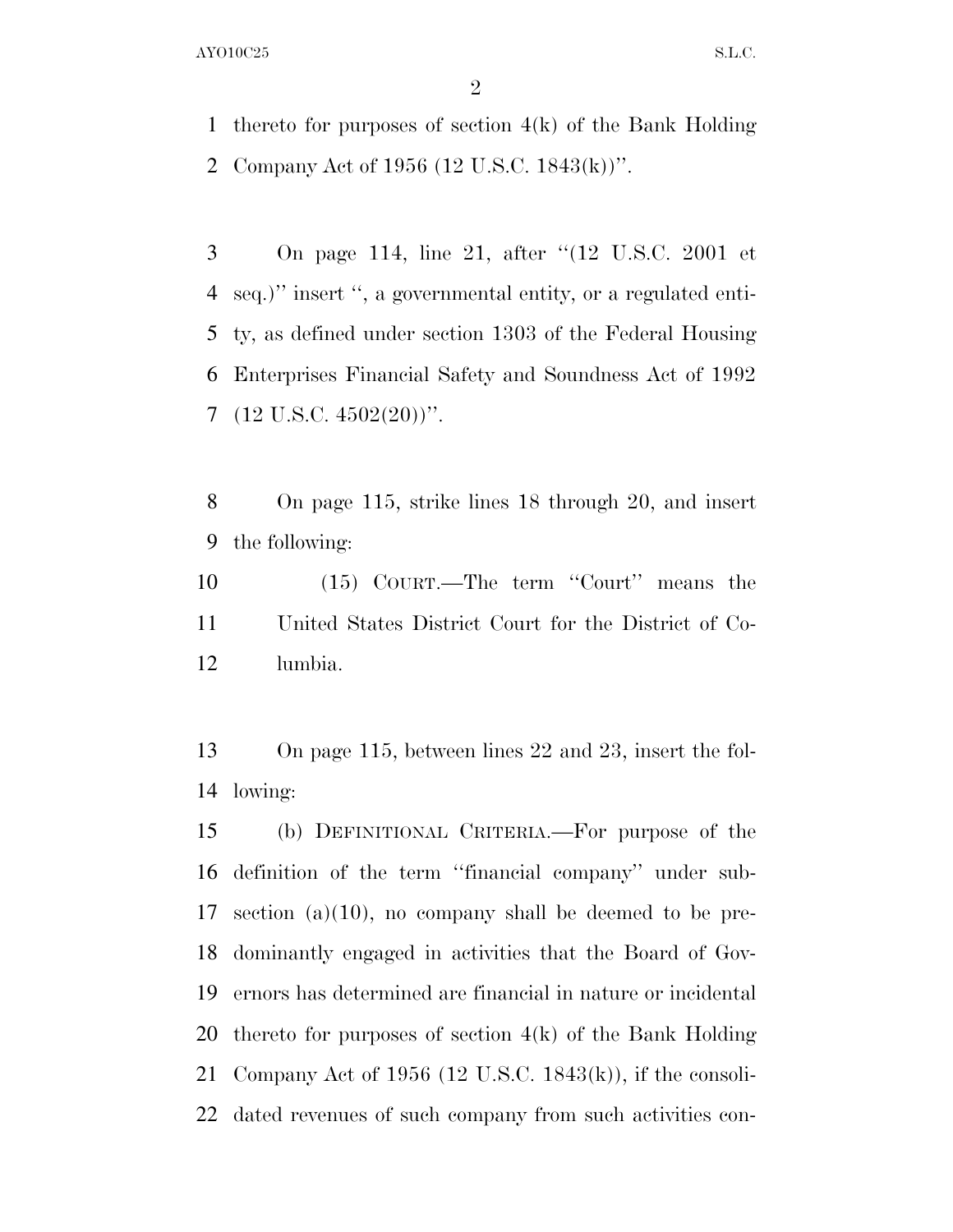thereto for purposes of section 4(k) of the Bank Holding Company Act of 1956 (12 U.S.C. 1843(k))''.

On page 114, line 21, after ''(12 U.S.C. 2001 et seq.)'' insert '', a governmental entity, or a regulated entity, as defined under section 1303 of the Federal Housing Enterprises Financial Safety and Soundness Act of 1992 (12 U.S.C. 4502(20))''.

On page 115, strike lines 18 through 20, and insert the following:

(15) COURT.—The term ''Court'' means the United States District Court for the District of Columbia.

On page 115, between lines 22 and 23, insert the following:

(b) DEFINITIONAL CRITERIA.—For purpose of the definition of the term ''financial company'' under subsection (a)(10), no company shall be deemed to be predominantly engaged in activities that the Board of Governors has determined are financial in nature or incidental thereto for purposes of section 4(k) of the Bank Holding Company Act of 1956 (12 U.S.C. 1843(k)), if the consolidated revenues of such company from such activities con-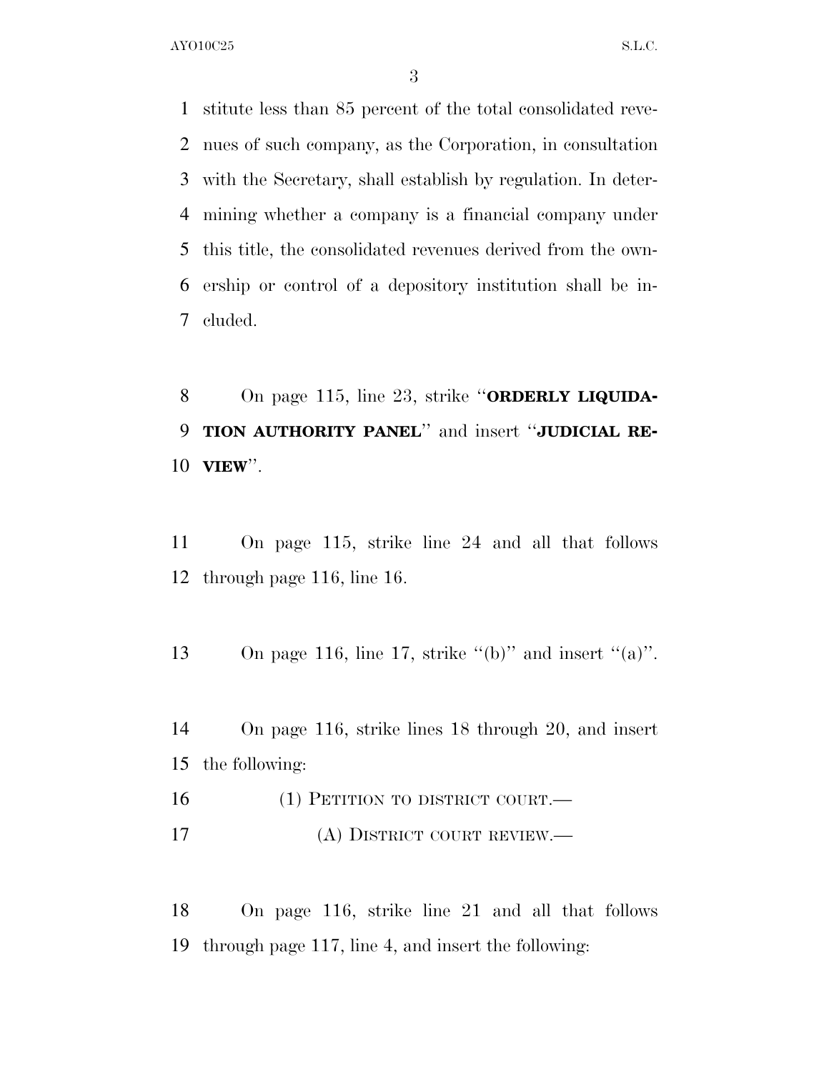stitute less than 85 percent of the total consolidated revenues of such company, as the Corporation, in consultation with the Secretary, shall establish by regulation. In determining whether a company is a financial company under this title, the consolidated revenues derived from the ownership or control of a depository institution shall be included.

On page 115, line 23, strike "**ORDERLY LIQUIDATION AUTHORITY PANEL**" and insert "**JUDICIAL REVIEW**".

On page 115, strike line 24 and all that follows through page 116, line 16.

On page 116, line 17, strike "(b)" and insert "(a)".

On page 116, strike lines 18 through 20, and insert the following:

(1) PETITION TO DISTRICT COURT.—

(A) DISTRICT COURT REVIEW.—

On page 116, strike line 21 and all that follows through page 117, line 4, and insert the following: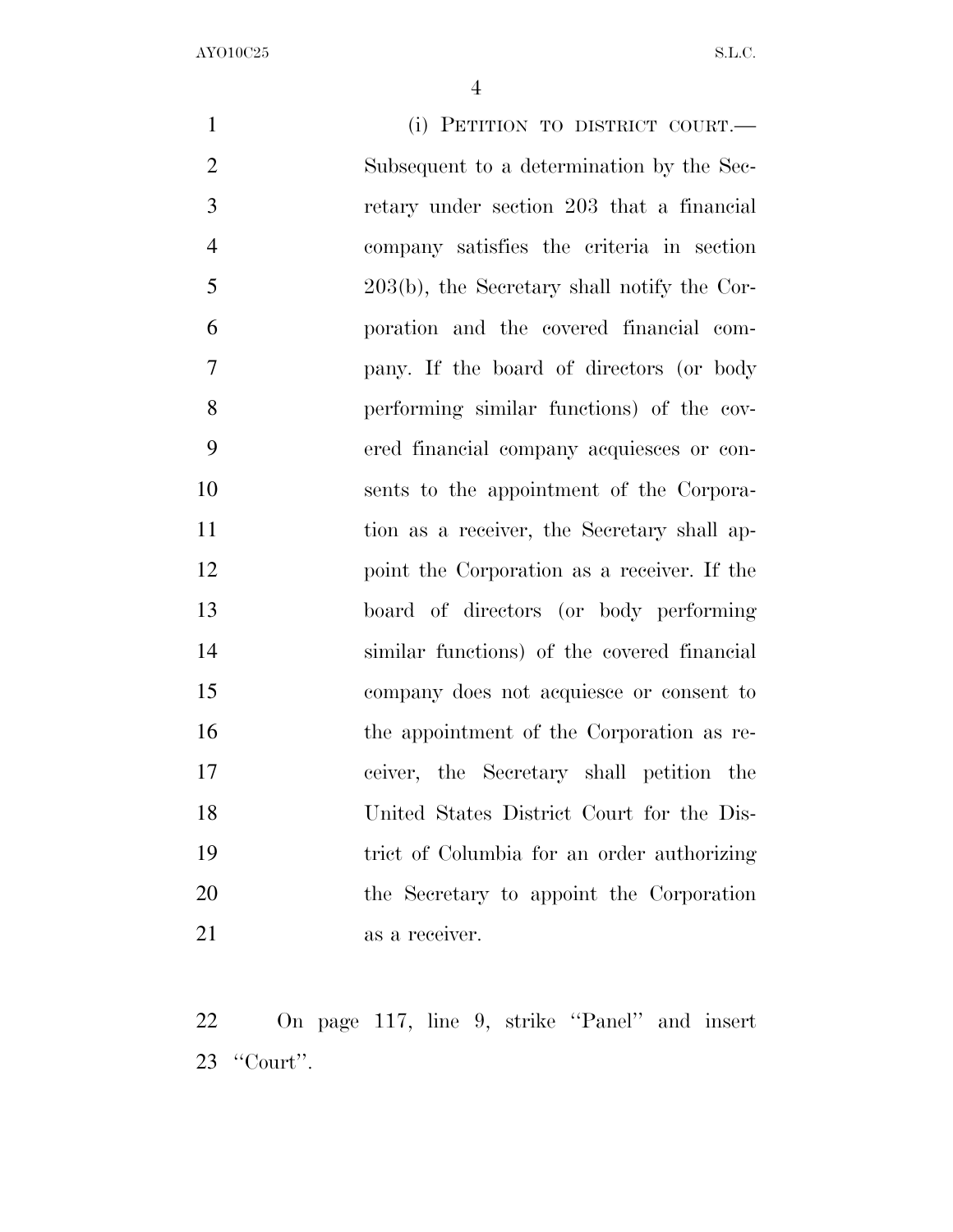(i) PETITION TO DISTRICT COURT.—Subsequent to a determination by the Secretary under section 203 that a financial company satisfies the criteria in section 203(b), the Secretary shall notify the Corporation and the covered financial company. If the board of directors (or body performing similar functions) of the covered financial company acquiesces or consents to the appointment of the Corporation as a receiver, the Secretary shall appoint the Corporation as a receiver. If the board of directors (or body performing similar functions) of the covered financial company does not acquiesce or consent to the appointment of the Corporation as receiver, the Secretary shall petition the United States District Court for the District of Columbia for an order authorizing the Secretary to appoint the Corporation as a receiver.

On page 117, line 9, strike ''Panel'' and insert ''Court''.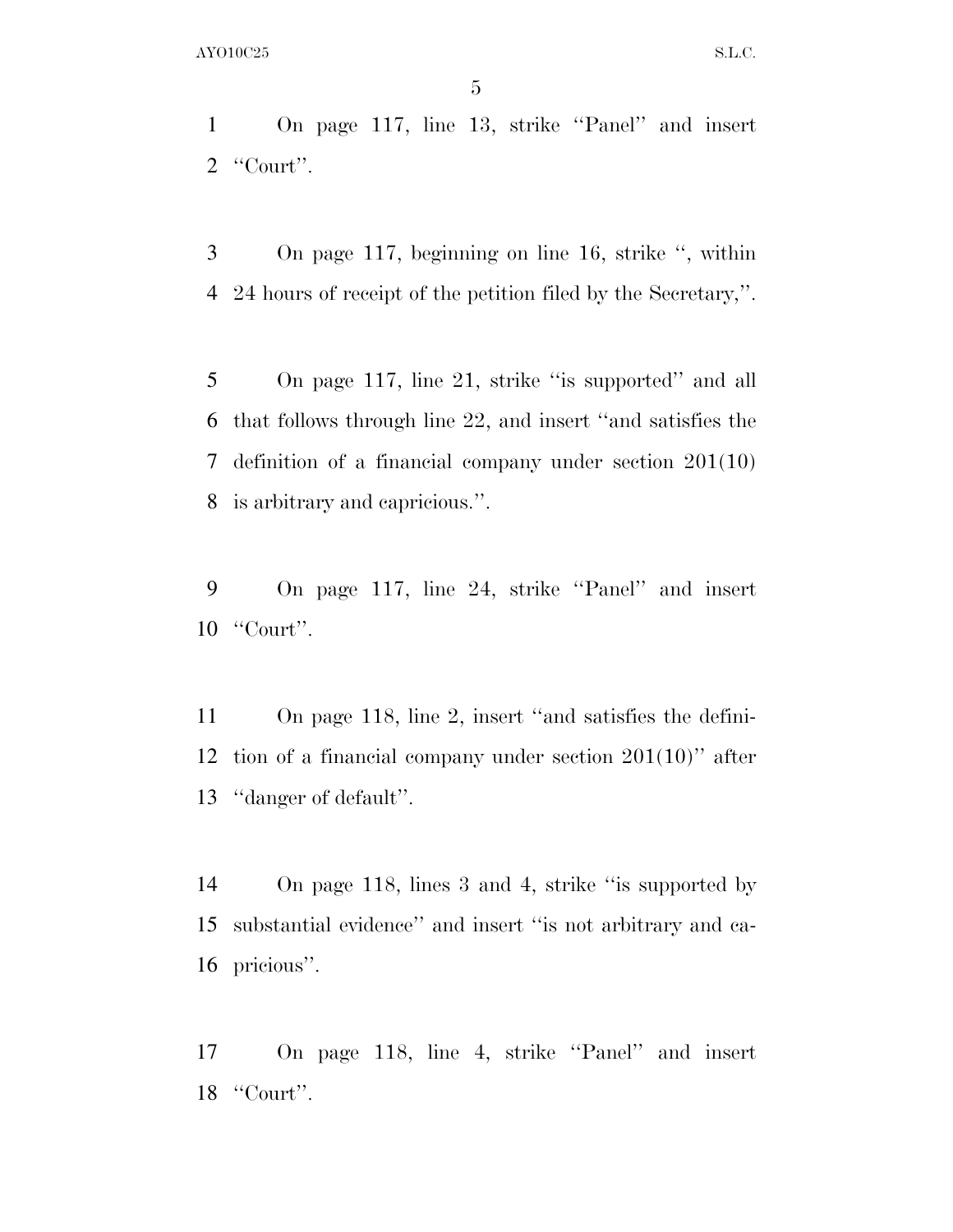On page 117, line 13, strike ''Panel'' and insert ''Court''.

On page 117, beginning on line 16, strike '', within 24 hours of receipt of the petition filed by the Secretary,''.

On page 117, line 21, strike ''is supported'' and all that follows through line 22, and insert ''and satisfies the definition of a financial company under section 201(10) is arbitrary and capricious.''.

On page 117, line 24, strike ''Panel'' and insert ''Court''.

On page 118, line 2, insert ''and satisfies the definition of a financial company under section 201(10)'' after ''danger of default''.

On page 118, lines 3 and 4, strike ''is supported by substantial evidence'' and insert ''is not arbitrary and capricious''.

On page 118, line 4, strike ''Panel'' and insert ''Court''.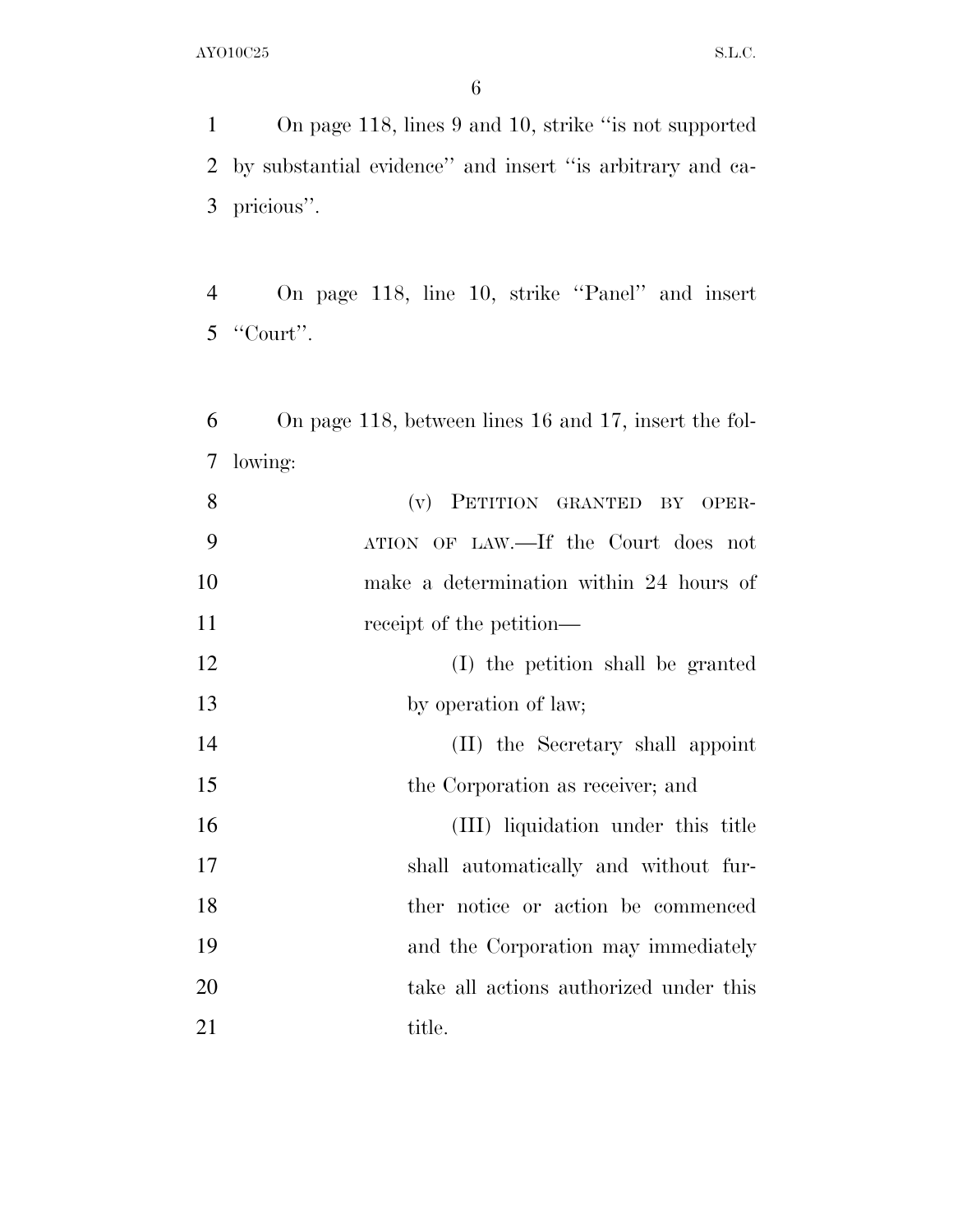On page 118, lines 9 and 10, strike "is not supported by substantial evidence" and insert "is arbitrary and capricious".

On page 118, line 10, strike "Panel" and insert "Court".

On page 118, between lines 16 and 17, insert the following:

(v) PETITION GRANTED BY OPERATION OF LAW.—If the Court does not make a determination within 24 hours of receipt of the petition—

(I) the petition shall be granted by operation of law;

(II) the Secretary shall appoint the Corporation as receiver; and

(III) liquidation under this title shall automatically and without further notice or action be commenced and the Corporation may immediately take all actions authorized under this title.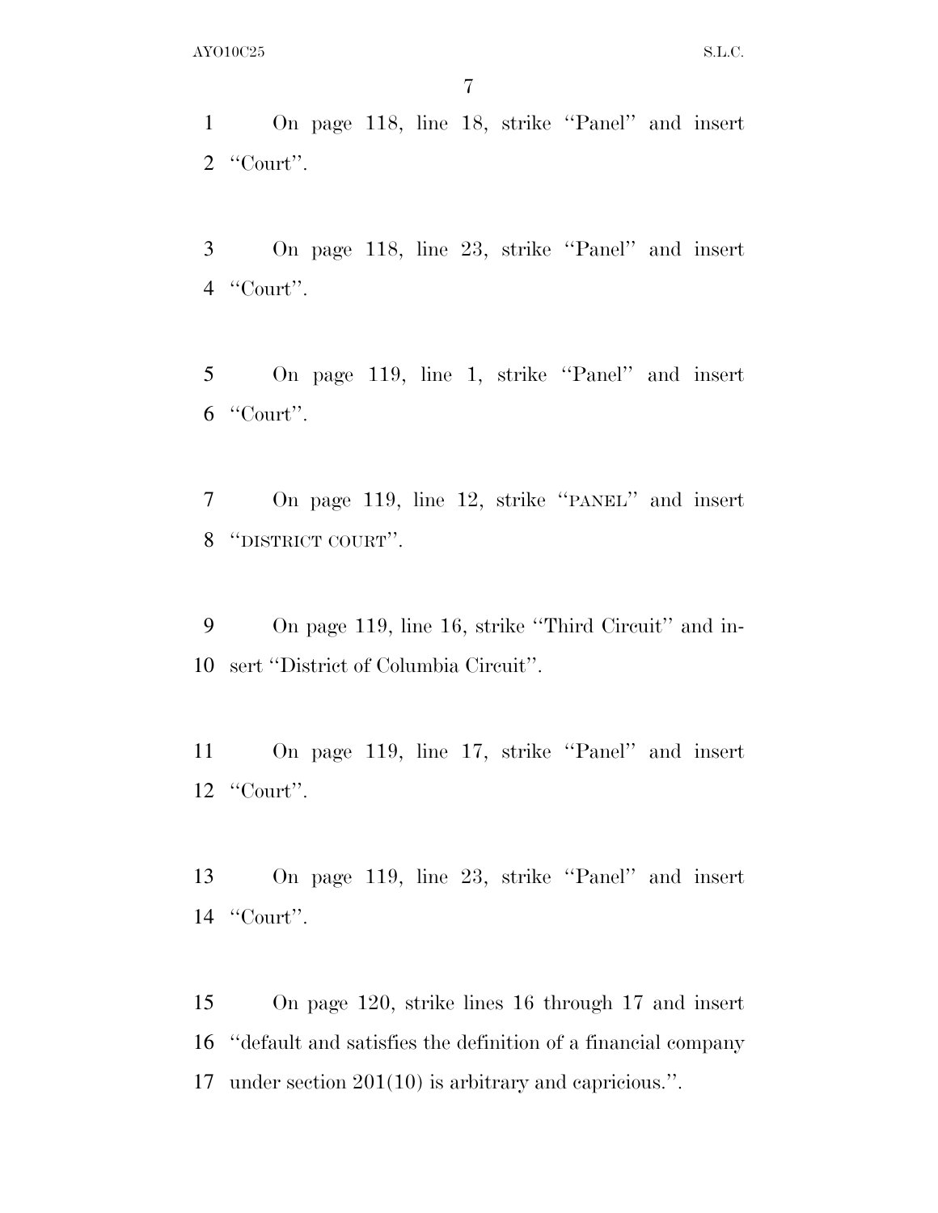On page 118, line 18, strike "Panel" and insert "Court".

On page 118, line 23, strike "Panel" and insert "Court".

On page 119, line 1, strike "Panel" and insert "Court".

On page 119, line 12, strike "PANEL" and insert "DISTRICT COURT".

On page 119, line 16, strike "Third Circuit" and insert "District of Columbia Circuit".

On page 119, line 17, strike "Panel" and insert "Court".

On page 119, line 23, strike "Panel" and insert "Court".

On page 120, strike lines 16 through 17 and insert "default and satisfies the definition of a financial company under section 201(10) is arbitrary and capricious.".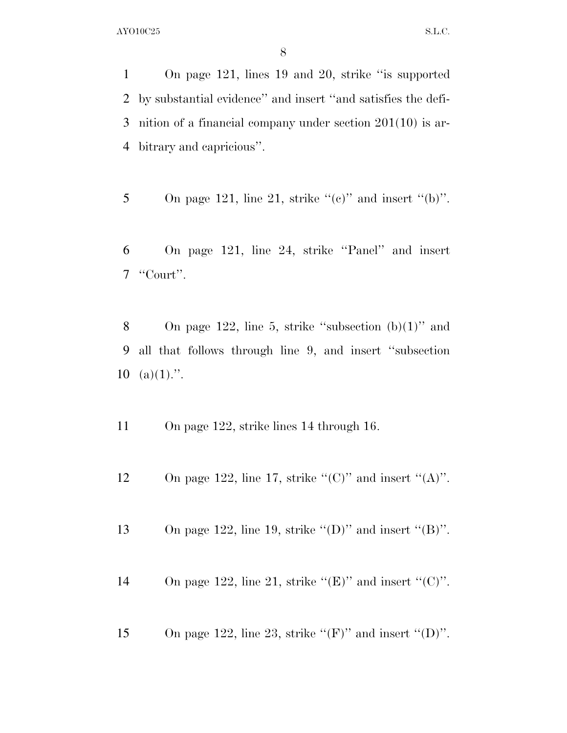On page 121, lines 19 and 20, strike ''is supported by substantial evidence'' and insert ''and satisfies the definition of a financial company under section 201(10) is arbitrary and capricious''.

On page 121, line 21, strike ''(c)'' and insert ''(b)''.

On page 121, line 24, strike ''Panel'' and insert ''Court''.

On page 122, line 5, strike ''subsection (b)(1)'' and all that follows through line 9, and insert ''subsection (a)(1).''.

On page 122, strike lines 14 through 16.

On page 122, line 17, strike ''(C)'' and insert ''(A)''.

On page 122, line 19, strike ''(D)'' and insert ''(B)''.

On page 122, line 21, strike ''(E)'' and insert ''(C)''.

On page 122, line 23, strike ''(F)'' and insert ''(D)''.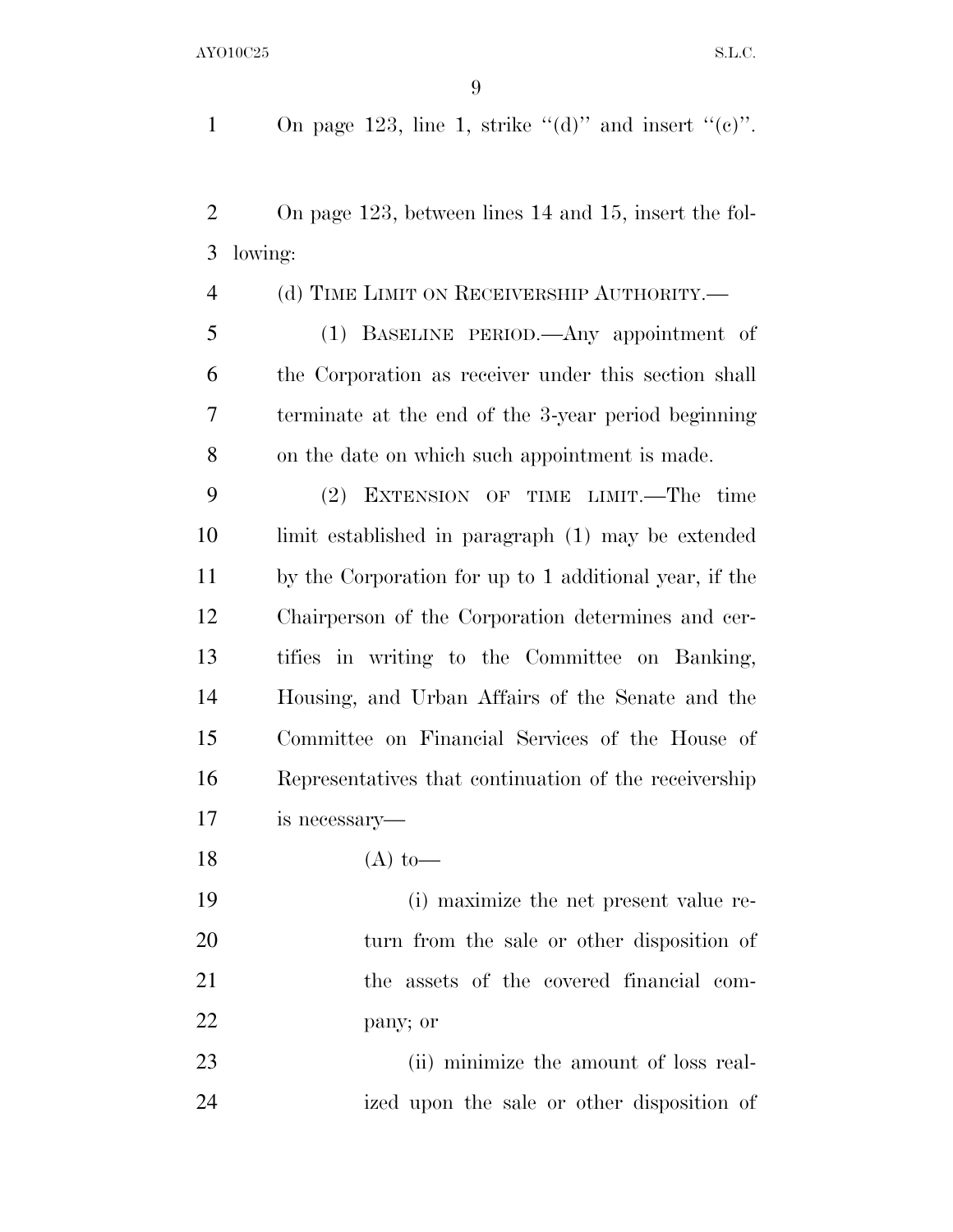On page 123, line 1, strike "(d)" and insert "(c)".

On page 123, between lines 14 and 15, insert the following:

(d) TIME LIMIT ON RECEIVERSHIP AUTHORITY.—

(1) BASELINE PERIOD.—Any appointment of the Corporation as receiver under this section shall terminate at the end of the 3-year period beginning on the date on which such appointment is made.

(2) EXTENSION OF TIME LIMIT.—The time limit established in paragraph (1) may be extended by the Corporation for up to 1 additional year, if the Chairperson of the Corporation determines and certifies in writing to the Committee on Banking, Housing, and Urban Affairs of the Senate and the Committee on Financial Services of the House of Representatives that continuation of the receivership is necessary—

(A) to—

(i) maximize the net present value return from the sale or other disposition of the assets of the covered financial company; or

(ii) minimize the amount of loss realized upon the sale or other disposition of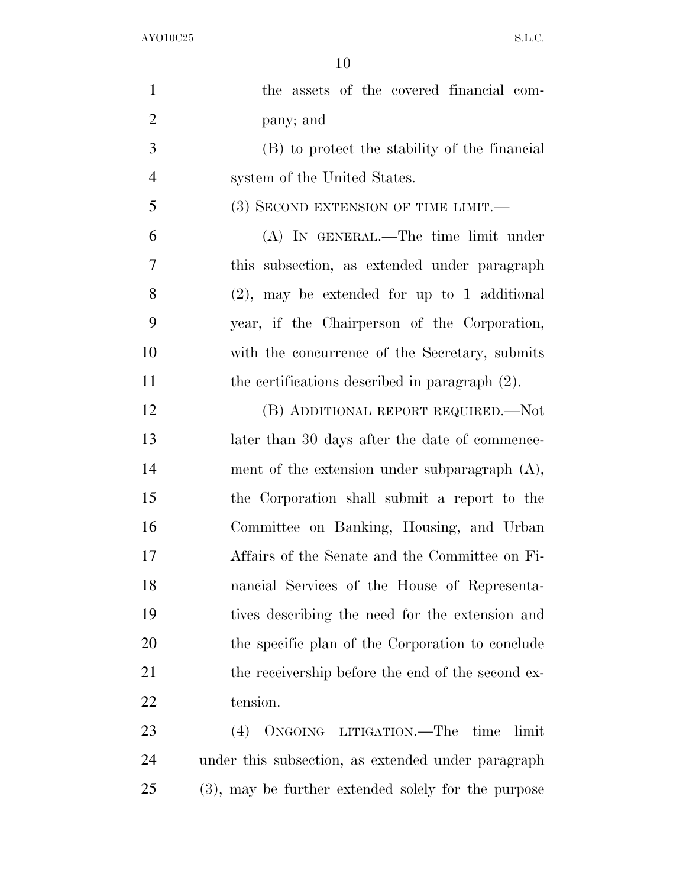the assets of the covered financial company; and

(B) to protect the stability of the financial system of the United States.

(3) SECOND EXTENSION OF TIME LIMIT.—

(A) IN GENERAL.—The time limit under this subsection, as extended under paragraph (2), may be extended for up to 1 additional year, if the Chairperson of the Corporation, with the concurrence of the Secretary, submits the certifications described in paragraph (2).

(B) ADDITIONAL REPORT REQUIRED.—Not later than 30 days after the date of commencement of the extension under subparagraph (A), the Corporation shall submit a report to the Committee on Banking, Housing, and Urban Affairs of the Senate and the Committee on Financial Services of the House of Representatives describing the need for the extension and the specific plan of the Corporation to conclude the receivership before the end of the second extension.

(4) ONGOING LITIGATION.—The time limit under this subsection, as extended under paragraph (3), may be further extended solely for the purpose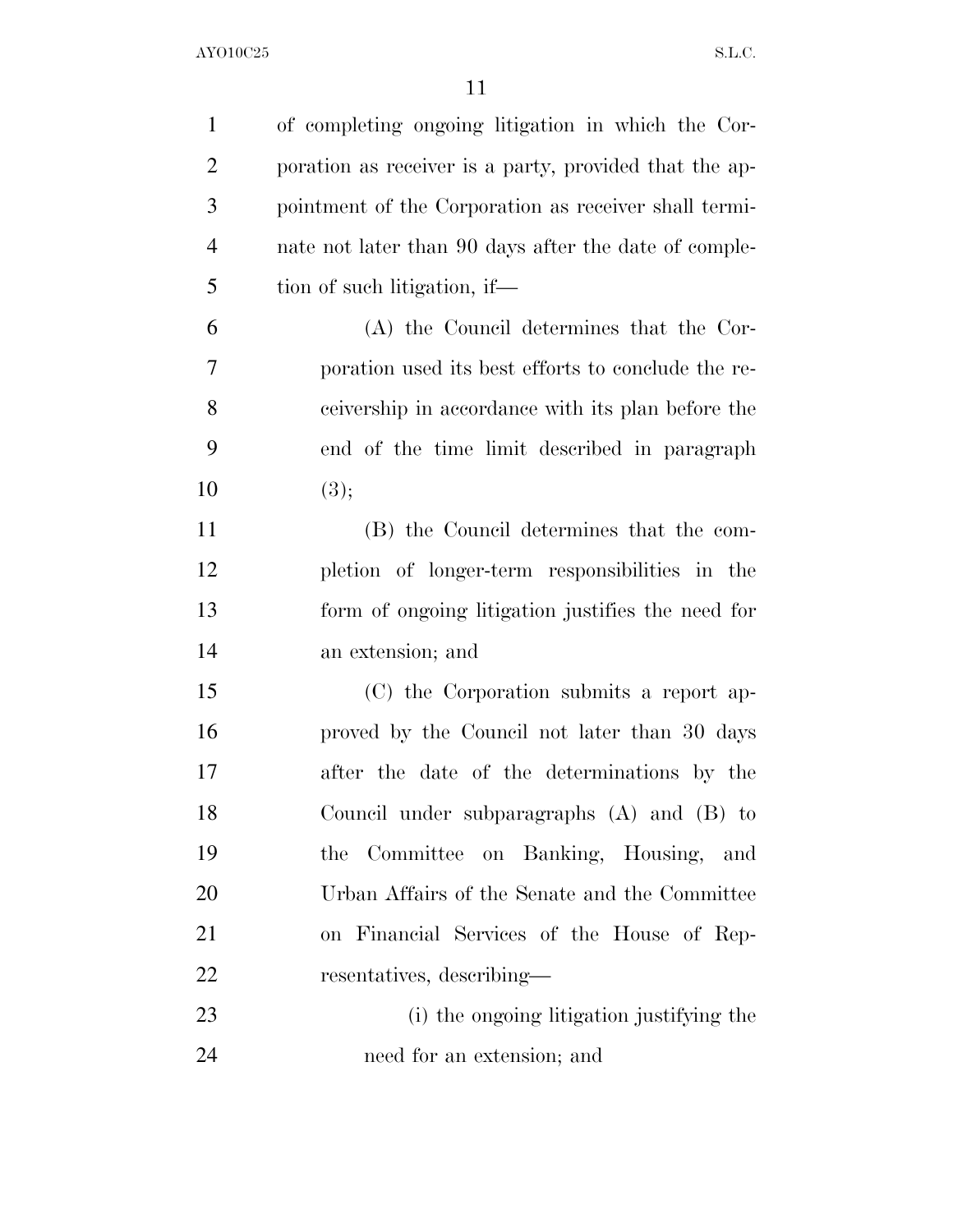of completing ongoing litigation in which the Corporation as receiver is a party, provided that the appointment of the Corporation as receiver shall terminate not later than 90 days after the date of completion of such litigation, if—

(A) the Council determines that the Corporation used its best efforts to conclude the receivership in accordance with its plan before the end of the time limit described in paragraph (3);

(B) the Council determines that the completion of longer-term responsibilities in the form of ongoing litigation justifies the need for an extension; and

(C) the Corporation submits a report approved by the Council not later than 30 days after the date of the determinations by the Council under subparagraphs (A) and (B) to the Committee on Banking, Housing, and Urban Affairs of the Senate and the Committee on Financial Services of the House of Representatives, describing—

(i) the ongoing litigation justifying the need for an extension; and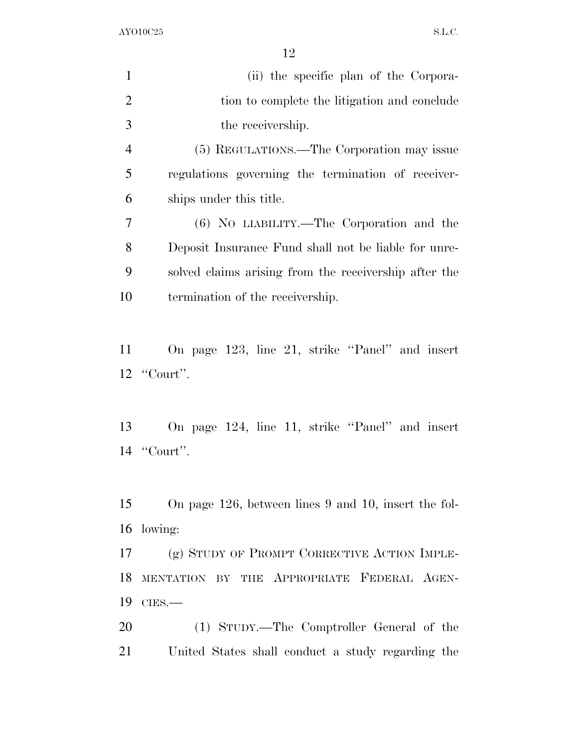(ii) the specific plan of the Corporation to complete the litigation and conclude the receivership.

(5) REGULATIONS.—The Corporation may issue regulations governing the termination of receiverships under this title.

(6) NO LIABILITY.—The Corporation and the Deposit Insurance Fund shall not be liable for unresolved claims arising from the receivership after the termination of the receivership.

On page 123, line 21, strike "Panel" and insert "Court".

On page 124, line 11, strike "Panel" and insert "Court".

On page 126, between lines 9 and 10, insert the following:

(g) STUDY OF PROMPT CORRECTIVE ACTION IMPLEMENTATION BY THE APPROPRIATE FEDERAL AGENCIES.—

(1) STUDY.—The Comptroller General of the United States shall conduct a study regarding the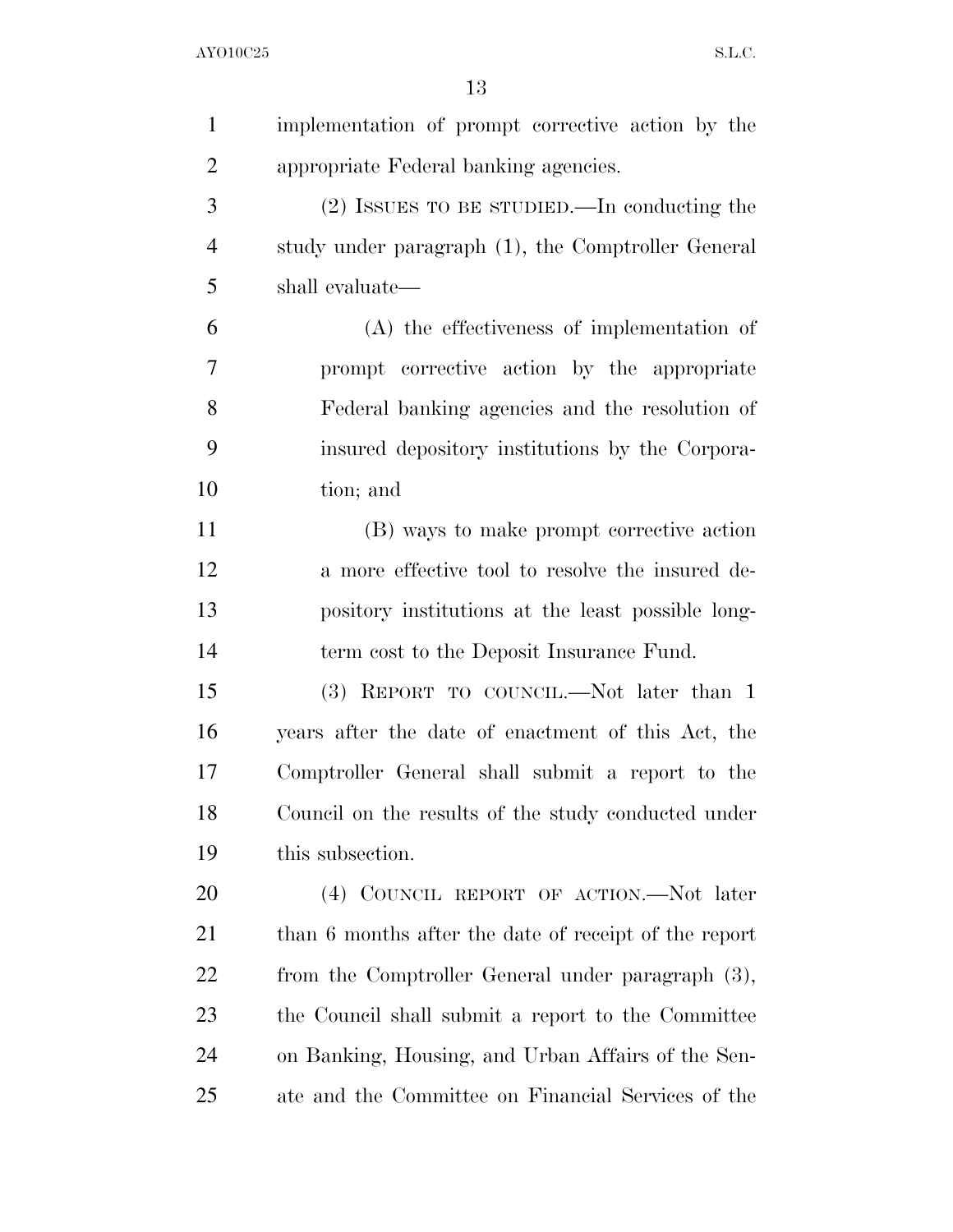implementation of prompt corrective action by the appropriate Federal banking agencies.

(2) ISSUES TO BE STUDIED.—In conducting the study under paragraph (1), the Comptroller General shall evaluate—

(A) the effectiveness of implementation of prompt corrective action by the appropriate Federal banking agencies and the resolution of insured depository institutions by the Corporation; and

(B) ways to make prompt corrective action a more effective tool to resolve the insured depository institutions at the least possible long-term cost to the Deposit Insurance Fund.

(3) REPORT TO COUNCIL.—Not later than 1 years after the date of enactment of this Act, the Comptroller General shall submit a report to the Council on the results of the study conducted under this subsection.

(4) COUNCIL REPORT OF ACTION.—Not later than 6 months after the date of receipt of the report from the Comptroller General under paragraph (3), the Council shall submit a report to the Committee on Banking, Housing, and Urban Affairs of the Senate and the Committee on Financial Services of the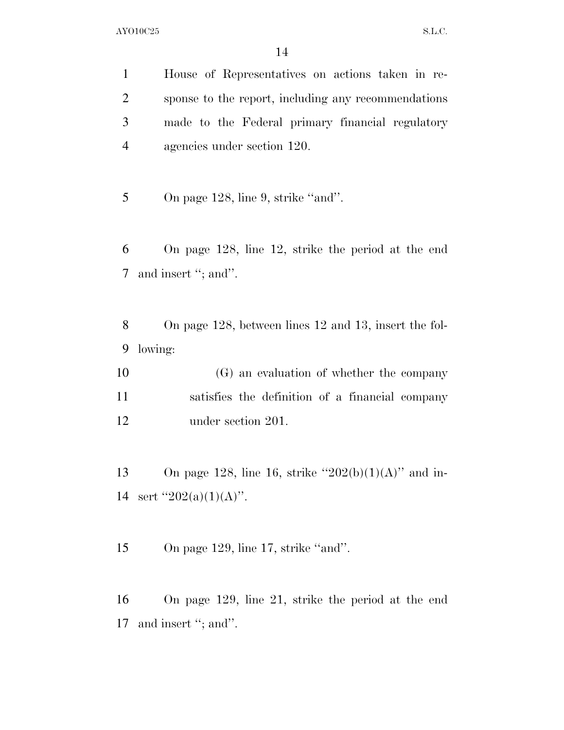House of Representatives on actions taken in response to the report, including any recommendations made to the Federal primary financial regulatory agencies under section 120.

On page 128, line 9, strike "and".

On page 128, line 12, strike the period at the end and insert "; and".

On page 128, between lines 12 and 13, insert the following:

(G) an evaluation of whether the company satisfies the definition of a financial company under section 201.

On page 128, line 16, strike "202(b)(1)(A)" and insert "202(a)(1)(A)".

On page 129, line 17, strike "and".

On page 129, line 21, strike the period at the end and insert "; and".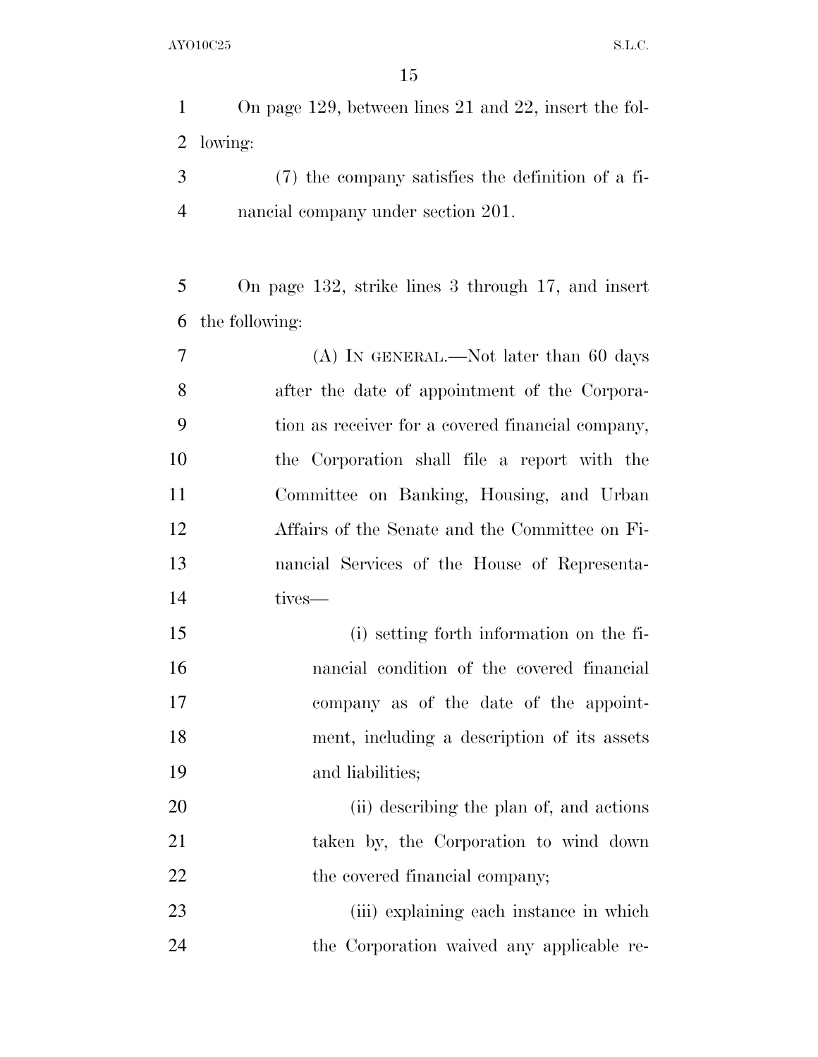On page 129, between lines 21 and 22, insert the following:

(7) the company satisfies the definition of a financial company under section 201.

On page 132, strike lines 3 through 17, and insert the following:

(A) IN GENERAL.—Not later than 60 days after the date of appointment of the Corporation as receiver for a covered financial company, the Corporation shall file a report with the Committee on Banking, Housing, and Urban Affairs of the Senate and the Committee on Financial Services of the House of Representatives—

(i) setting forth information on the financial condition of the covered financial company as of the date of the appointment, including a description of its assets and liabilities;

(ii) describing the plan of, and actions taken by, the Corporation to wind down the covered financial company;

(iii) explaining each instance in which the Corporation waived any applicable re-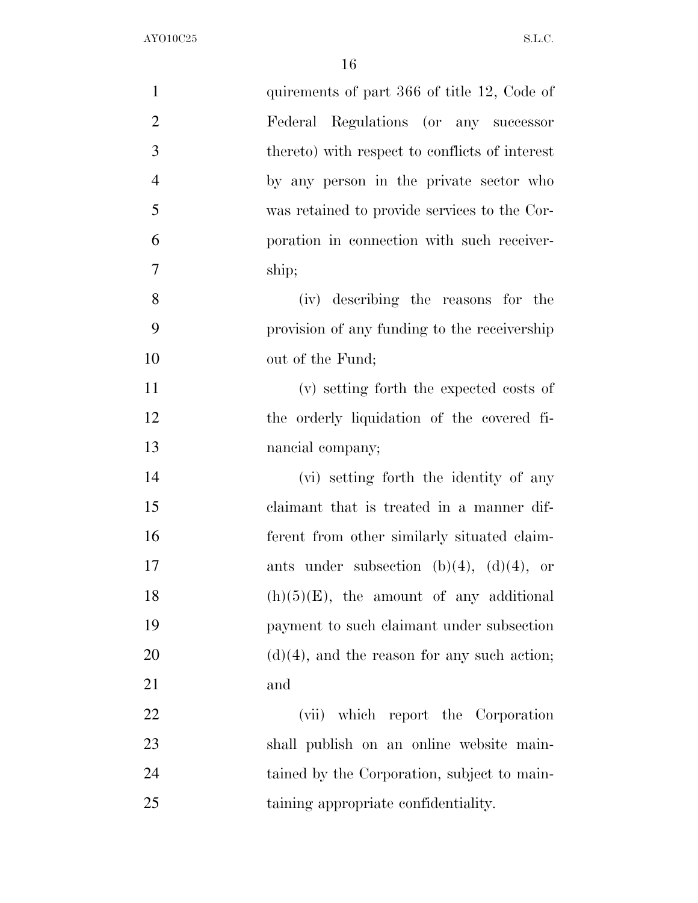quirements of part 366 of title 12, Code of Federal Regulations (or any successor thereto) with respect to conflicts of interest by any person in the private sector who was retained to provide services to the Corporation in connection with such receivership;

(iv) describing the reasons for the provision of any funding to the receivership out of the Fund;

(v) setting forth the expected costs of the orderly liquidation of the covered financial company;

(vi) setting forth the identity of any claimant that is treated in a manner different from other similarly situated claimants under subsection (b)(4), (d)(4), or (h)(5)(E), the amount of any additional payment to such claimant under subsection (d)(4), and the reason for any such action; and

(vii) which report the Corporation shall publish on an online website maintained by the Corporation, subject to maintaining appropriate confidentiality.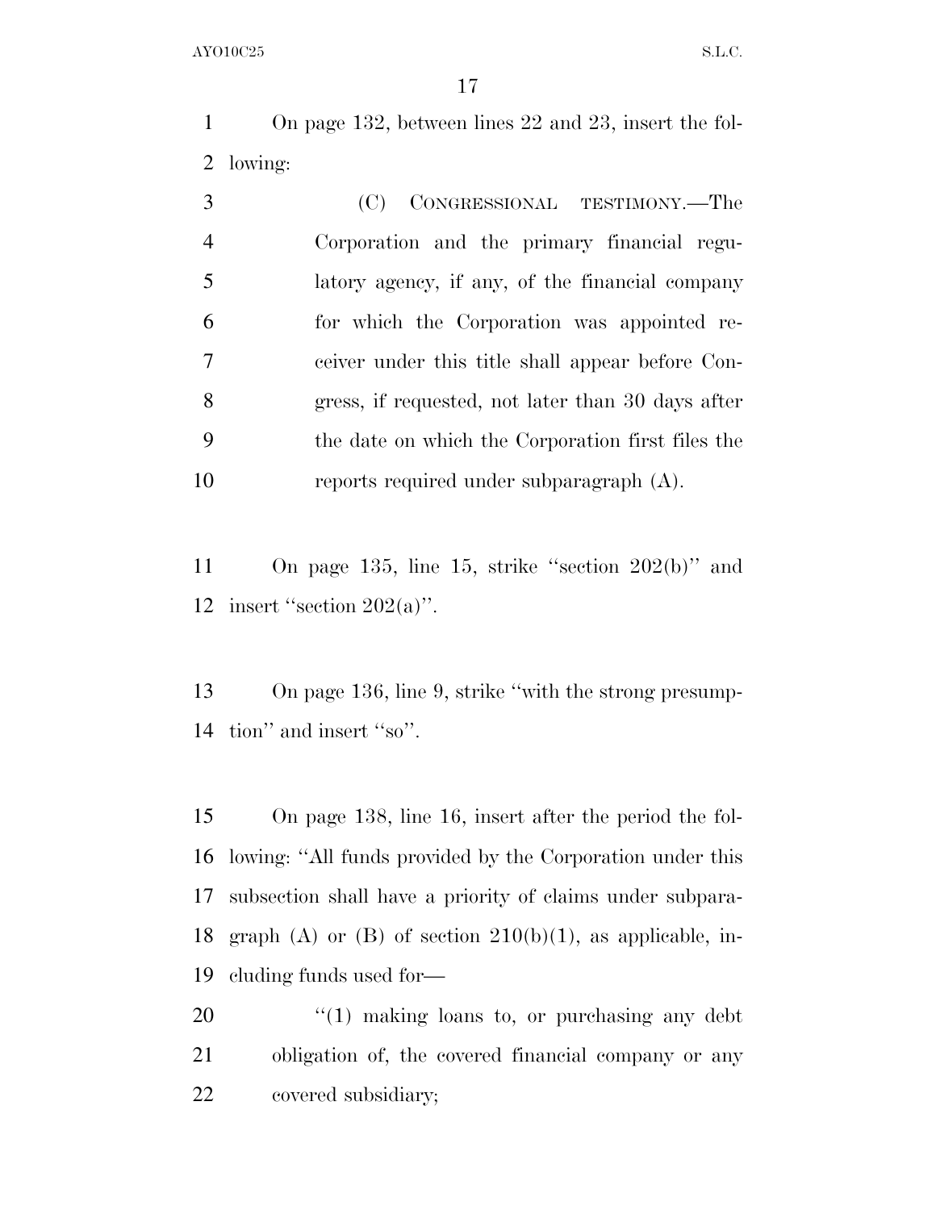On page 132, between lines 22 and 23, insert the following:

(C) CONGRESSIONAL TESTIMONY.—The Corporation and the primary financial regulatory agency, if any, of the financial company for which the Corporation was appointed receiver under this title shall appear before Congress, if requested, not later than 30 days after the date on which the Corporation first files the reports required under subparagraph (A).

On page 135, line 15, strike "section 202(b)" and insert "section 202(a)".

On page 136, line 9, strike "with the strong presumption" and insert "so".

On page 138, line 16, insert after the period the following: "All funds provided by the Corporation under this subsection shall have a priority of claims under subparagraph (A) or (B) of section 210(b)(1), as applicable, including funds used for—

"(1) making loans to, or purchasing any debt obligation of, the covered financial company or any covered subsidiary;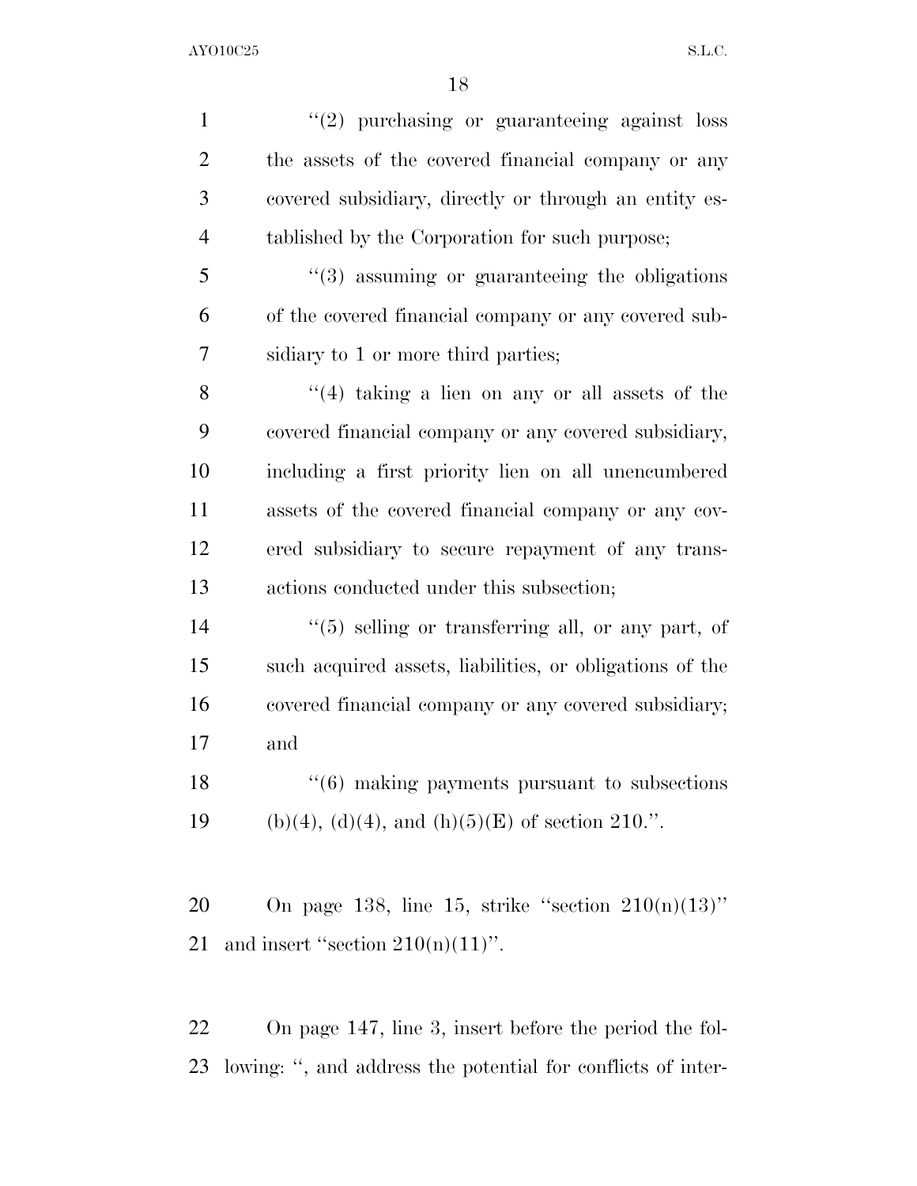''(2) purchasing or guaranteeing against loss the assets of the covered financial company or any covered subsidiary, directly or through an entity established by the Corporation for such purpose;

''(3) assuming or guaranteeing the obligations of the covered financial company or any covered subsidiary to 1 or more third parties;

''(4) taking a lien on any or all assets of the covered financial company or any covered subsidiary, including a first priority lien on all unencumbered assets of the covered financial company or any covered subsidiary to secure repayment of any transactions conducted under this subsection;

''(5) selling or transferring all, or any part, of such acquired assets, liabilities, or obligations of the covered financial company or any covered subsidiary; and

''(6) making payments pursuant to subsections (b)(4), (d)(4), and (h)(5)(E) of section 210.''.

On page 138, line 15, strike ''section 210(n)(13)'' and insert ''section 210(n)(11)''.

On page 147, line 3, insert before the period the following: '', and address the potential for conflicts of inter-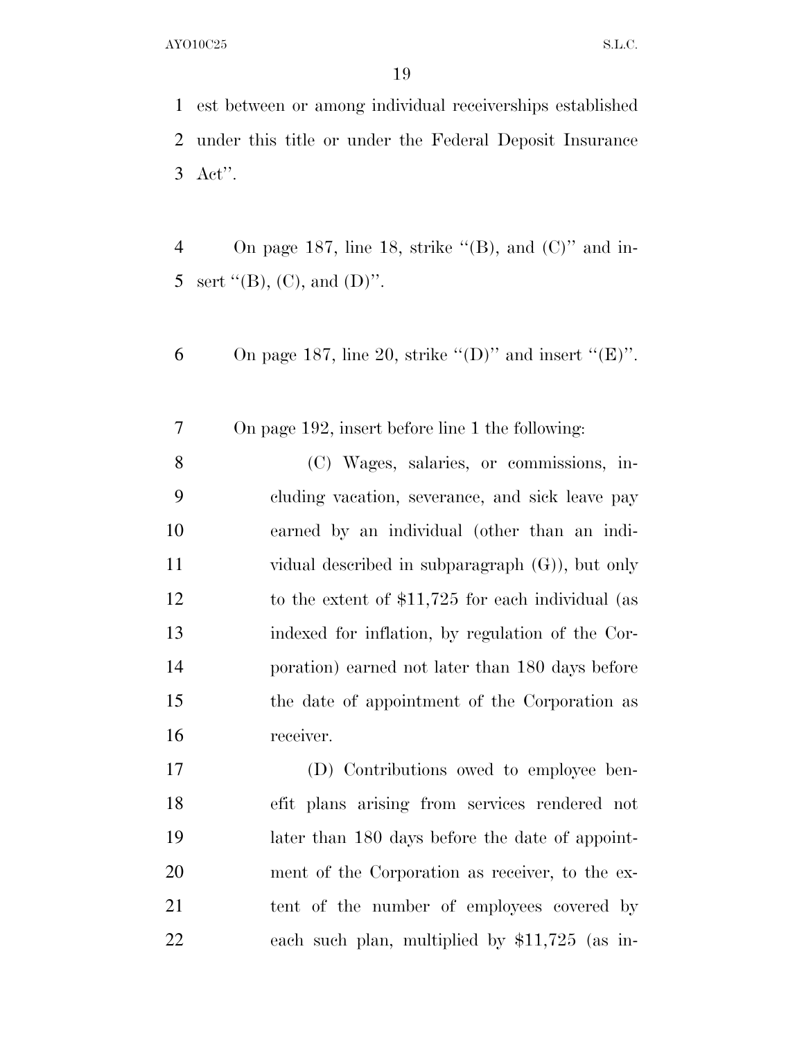est between or among individual receiverships established under this title or under the Federal Deposit Insurance Act''.

On page 187, line 18, strike ''(B), and (C)'' and insert ''(B), (C), and (D)''.

On page 187, line 20, strike ''(D)'' and insert ''(E)''.

On page 192, insert before line 1 the following:

(C) Wages, salaries, or commissions, including vacation, severance, and sick leave pay earned by an individual (other than an individual described in subparagraph (G)), but only to the extent of $11,725 for each individual (as indexed for inflation, by regulation of the Corporation) earned not later than 180 days before the date of appointment of the Corporation as receiver.

(D) Contributions owed to employee benefit plans arising from services rendered not later than 180 days before the date of appointment of the Corporation as receiver, to the extent of the number of employees covered by each such plan, multiplied by $11,725 (as in-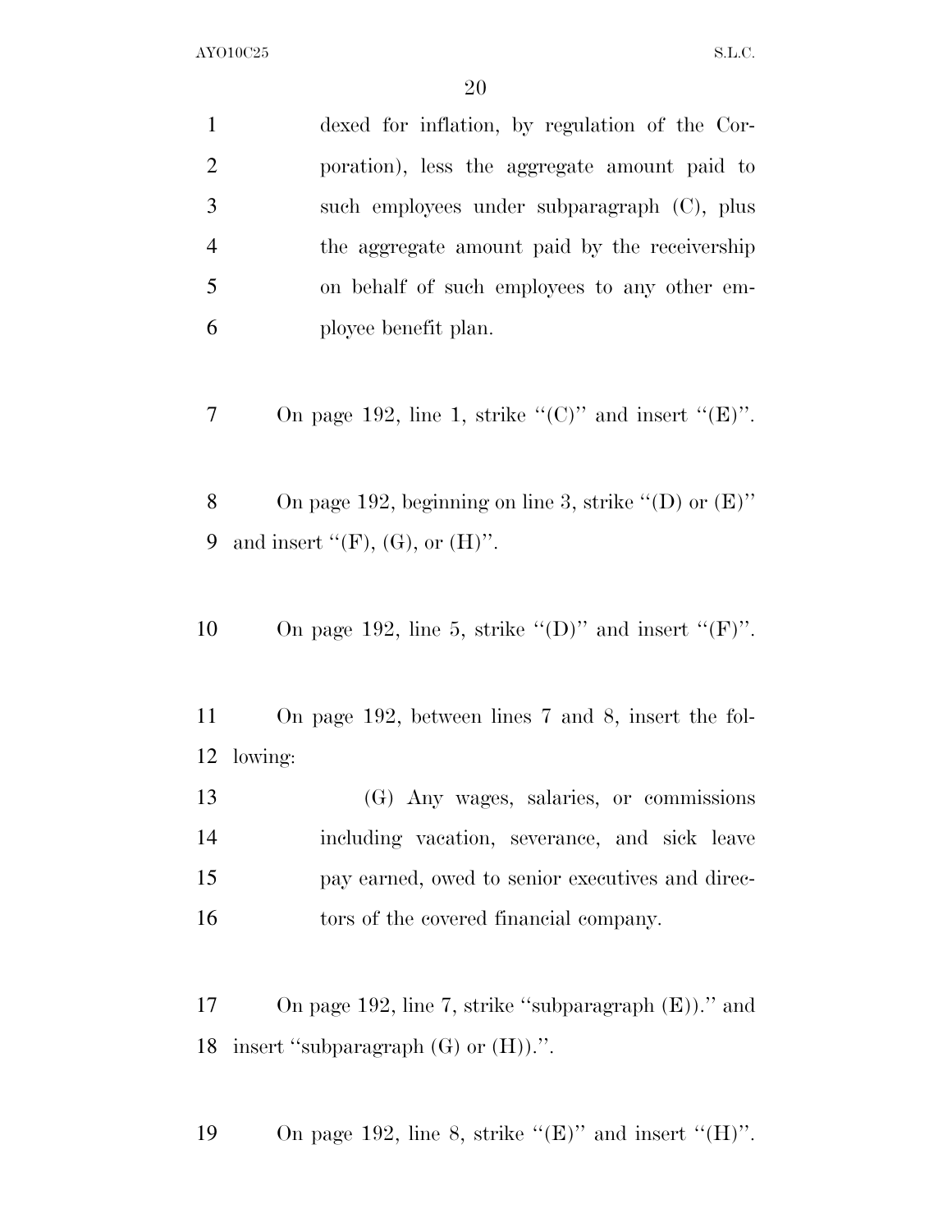dexed for inflation, by regulation of the Corporation), less the aggregate amount paid to such employees under subparagraph (C), plus the aggregate amount paid by the receivership on behalf of such employees to any other employee benefit plan.

On page 192, line 1, strike "(C)" and insert "(E)".

On page 192, beginning on line 3, strike "(D) or (E)" and insert "(F), (G), or (H)".

On page 192, line 5, strike "(D)" and insert "(F)".

On page 192, between lines 7 and 8, insert the following:

(G) Any wages, salaries, or commissions including vacation, severance, and sick leave pay earned, owed to senior executives and directors of the covered financial company.

On page 192, line 7, strike "subparagraph (E))." and insert "subparagraph (G) or (H)).".

On page 192, line 8, strike "(E)" and insert "(H)".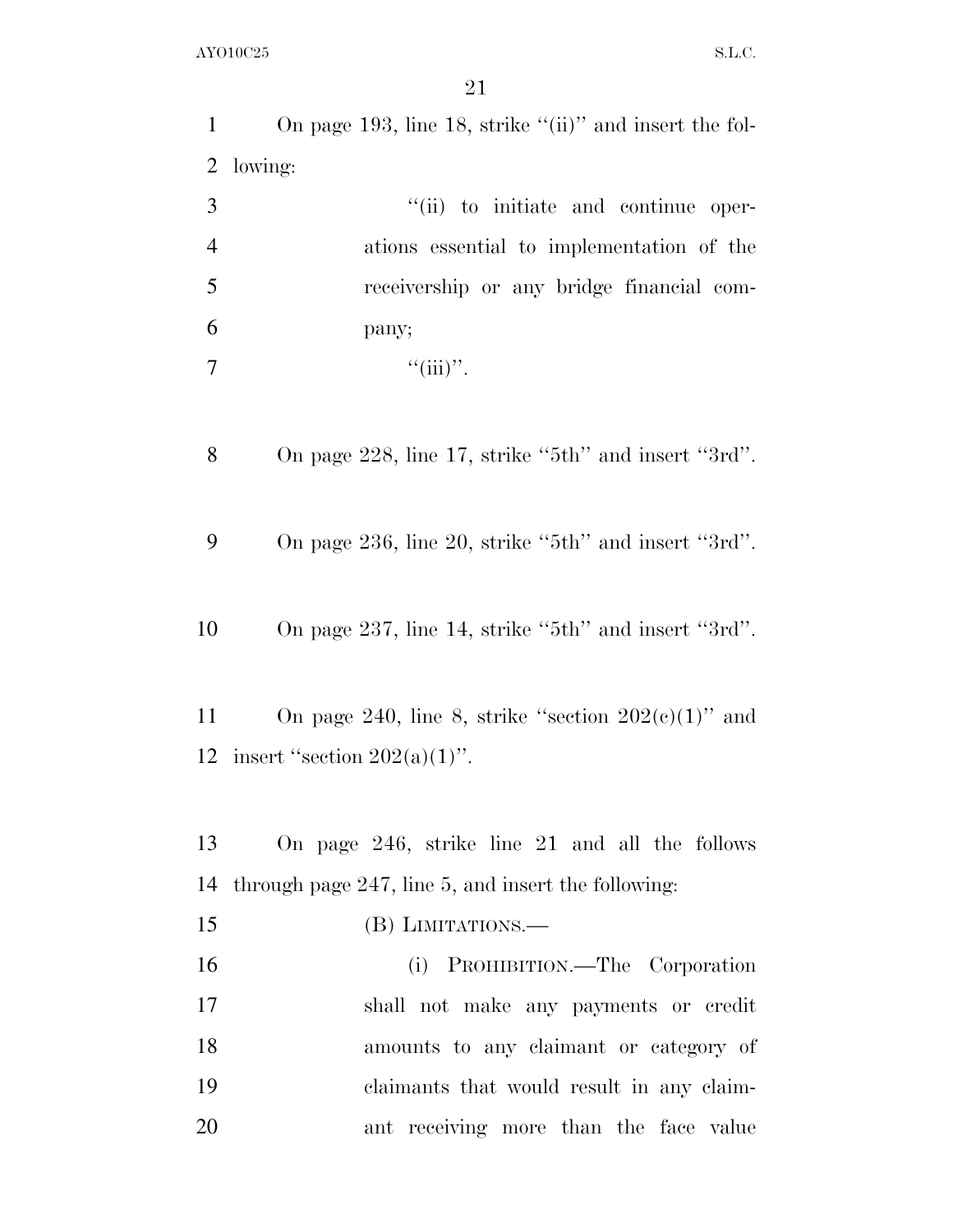On page 193, line 18, strike "(ii)" and insert the following:

"(ii) to initiate and continue operations essential to implementation of the receivership or any bridge financial company;

"(iii)".

On page 228, line 17, strike "5th" and insert "3rd".

On page 236, line 20, strike "5th" and insert "3rd".

On page 237, line 14, strike "5th" and insert "3rd".

On page 240, line 8, strike "section 202(c)(1)" and insert "section 202(a)(1)".

On page 246, strike line 21 and all the follows through page 247, line 5, and insert the following:

(B) LIMITATIONS.—

(i) PROHIBITION.—The Corporation shall not make any payments or credit amounts to any claimant or category of claimants that would result in any claimant receiving more than the face value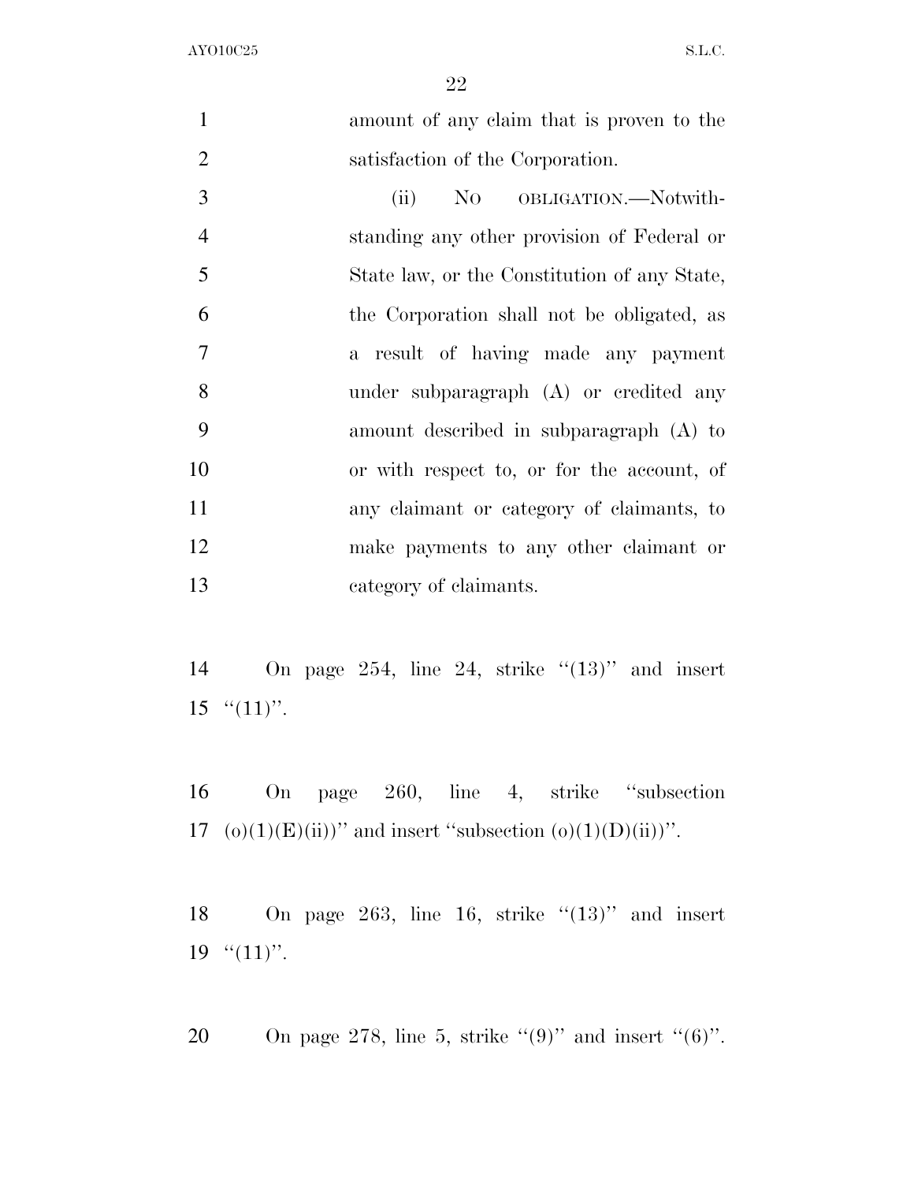amount of any claim that is proven to the satisfaction of the Corporation.

(ii) NO OBLIGATION.—Notwithstanding any other provision of Federal or State law, or the Constitution of any State, the Corporation shall not be obligated, as a result of having made any payment under subparagraph (A) or credited any amount described in subparagraph (A) to or with respect to, or for the account, of any claimant or category of claimants, to make payments to any other claimant or category of claimants.

On page 254, line 24, strike "(13)" and insert "(11)".

On page 260, line 4, strike "subsection (o)(1)(E)(ii))" and insert "subsection (o)(1)(D)(ii))".

On page 263, line 16, strike "(13)" and insert "(11)".

On page 278, line 5, strike "(9)" and insert "(6)".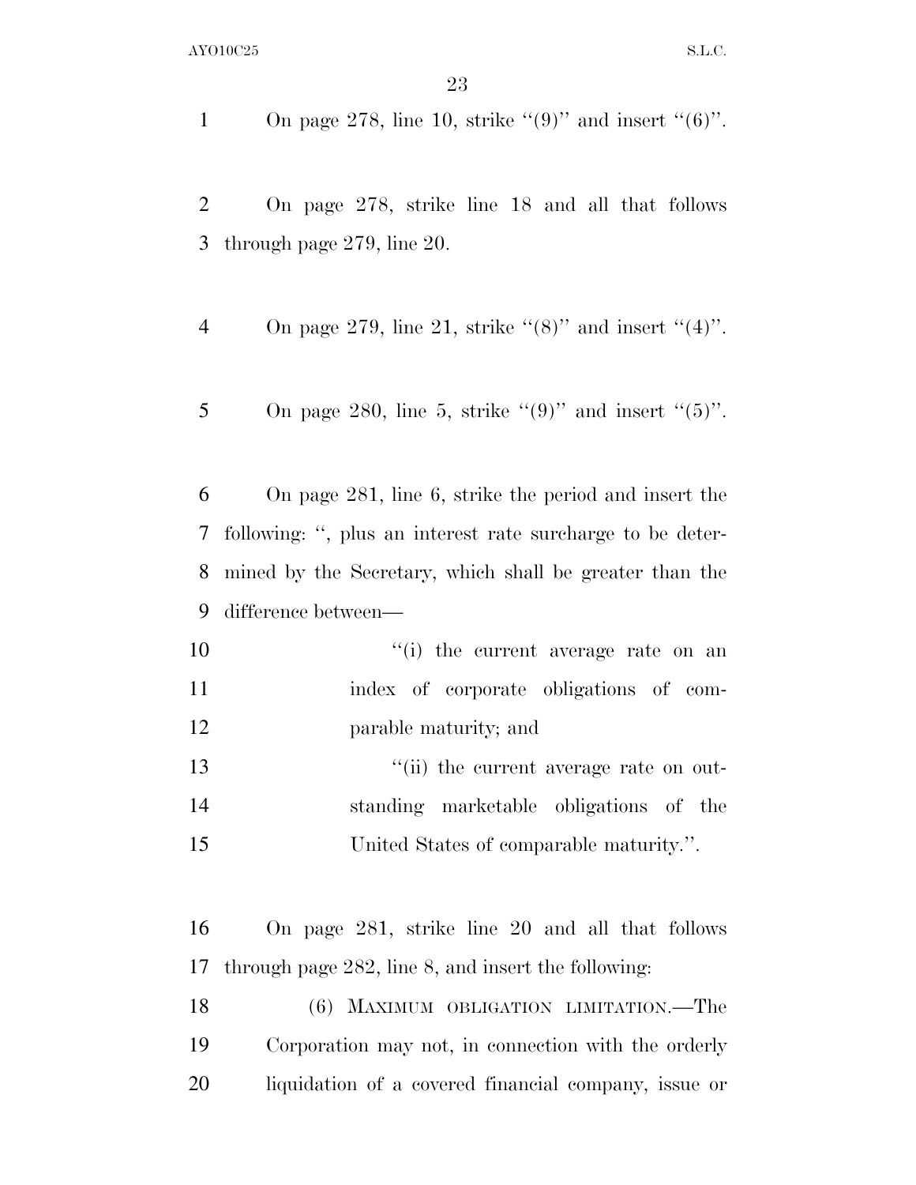On page 278, line 10, strike "(9)" and insert "(6)".

On page 278, strike line 18 and all that follows through page 279, line 20.

On page 279, line 21, strike "(8)" and insert "(4)".

On page 280, line 5, strike "(9)" and insert "(5)".

On page 281, line 6, strike the period and insert the following: ", plus an interest rate surcharge to be determined by the Secretary, which shall be greater than the difference between—

"(i) the current average rate on an index of corporate obligations of comparable maturity; and

"(ii) the current average rate on outstanding marketable obligations of the United States of comparable maturity.".

On page 281, strike line 20 and all that follows through page 282, line 8, and insert the following:

(6) MAXIMUM OBLIGATION LIMITATION.—The Corporation may not, in connection with the orderly liquidation of a covered financial company, issue or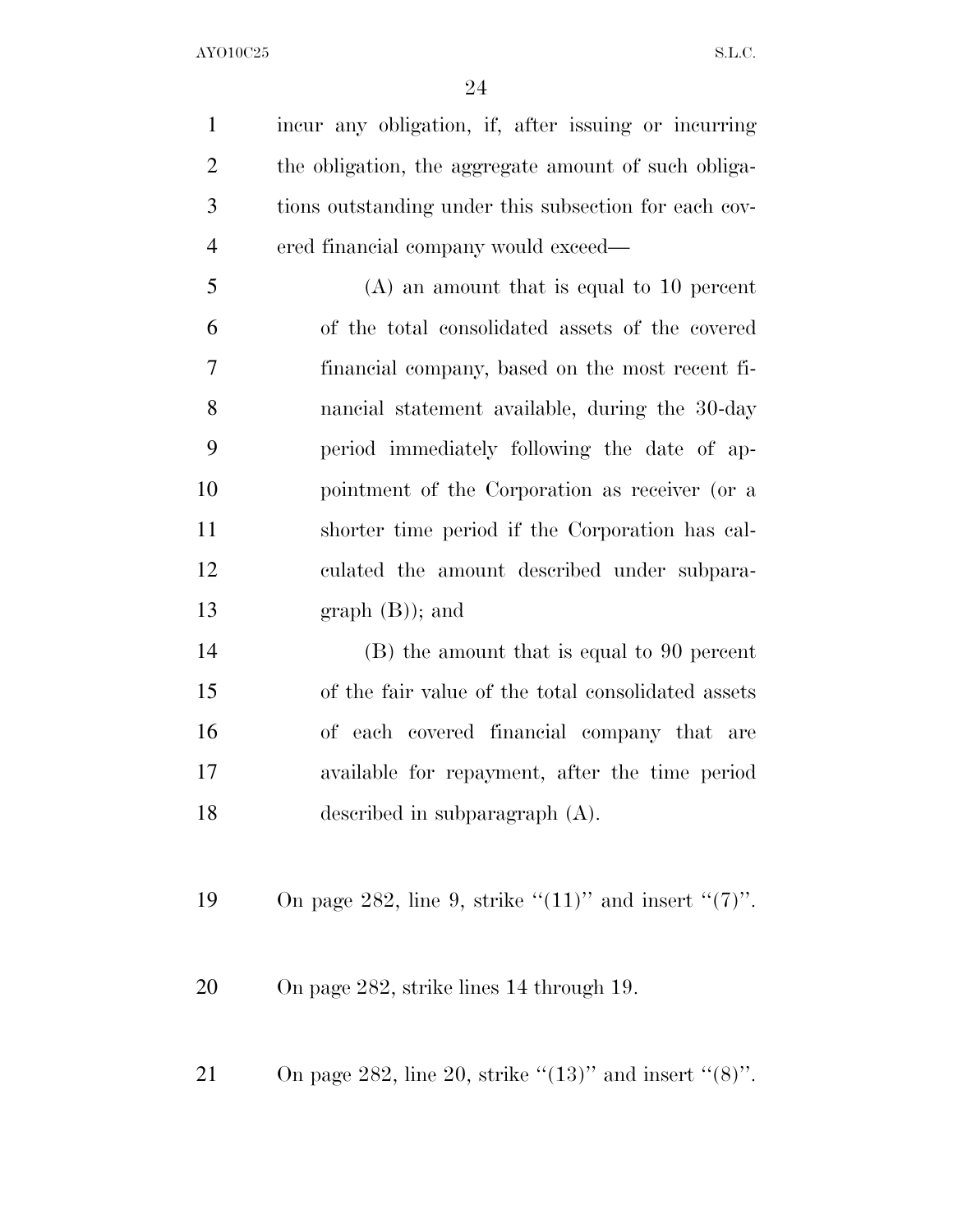incur any obligation, if, after issuing or incurring the obligation, the aggregate amount of such obligations outstanding under this subsection for each covered financial company would exceed—

(A) an amount that is equal to 10 percent of the total consolidated assets of the covered financial company, based on the most recent financial statement available, during the 30-day period immediately following the date of appointment of the Corporation as receiver (or a shorter time period if the Corporation has calculated the amount described under subparagraph (B)); and

(B) the amount that is equal to 90 percent of the fair value of the total consolidated assets of each covered financial company that are available for repayment, after the time period described in subparagraph (A).

On page 282, line 9, strike ''(11)'' and insert ''(7)''.

On page 282, strike lines 14 through 19.

On page 282, line 20, strike ''(13)'' and insert ''(8)''.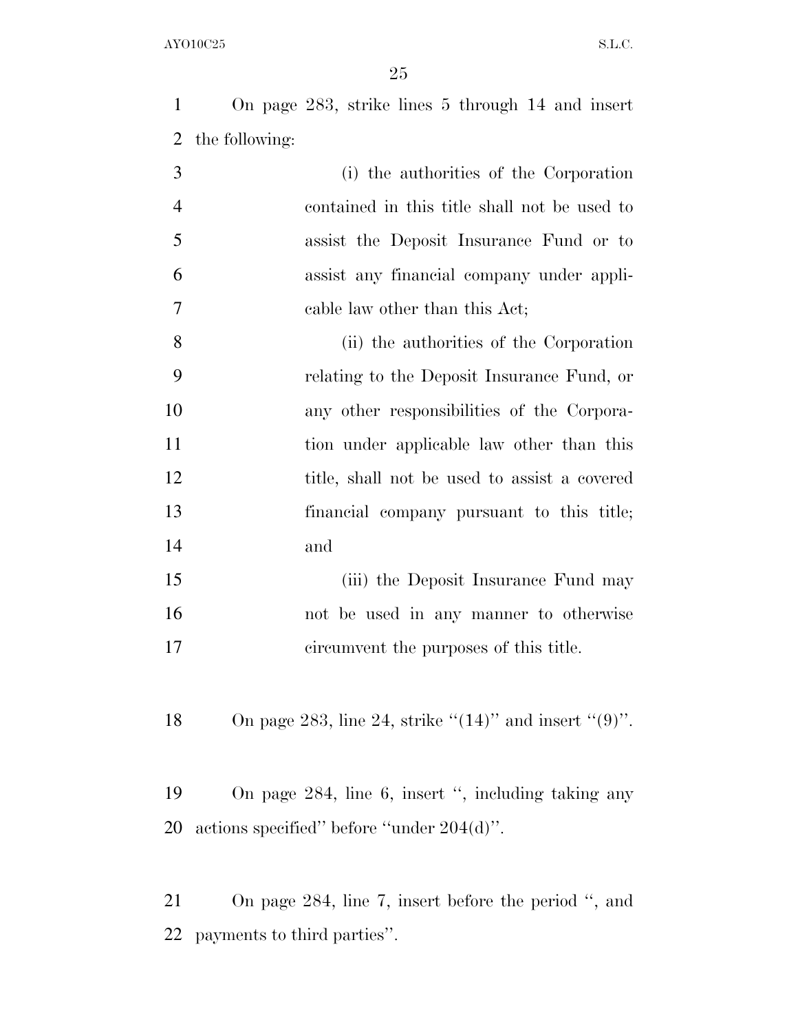On page 283, strike lines 5 through 14 and insert the following:

(i) the authorities of the Corporation contained in this title shall not be used to assist the Deposit Insurance Fund or to assist any financial company under applicable law other than this Act;

(ii) the authorities of the Corporation relating to the Deposit Insurance Fund, or any other responsibilities of the Corporation under applicable law other than this title, shall not be used to assist a covered financial company pursuant to this title; and

(iii) the Deposit Insurance Fund may not be used in any manner to otherwise circumvent the purposes of this title.

On page 283, line 24, strike ''(14)'' and insert ''(9)''.

On page 284, line 6, insert '', including taking any actions specified'' before ''under 204(d)''.

On page 284, line 7, insert before the period '', and payments to third parties''.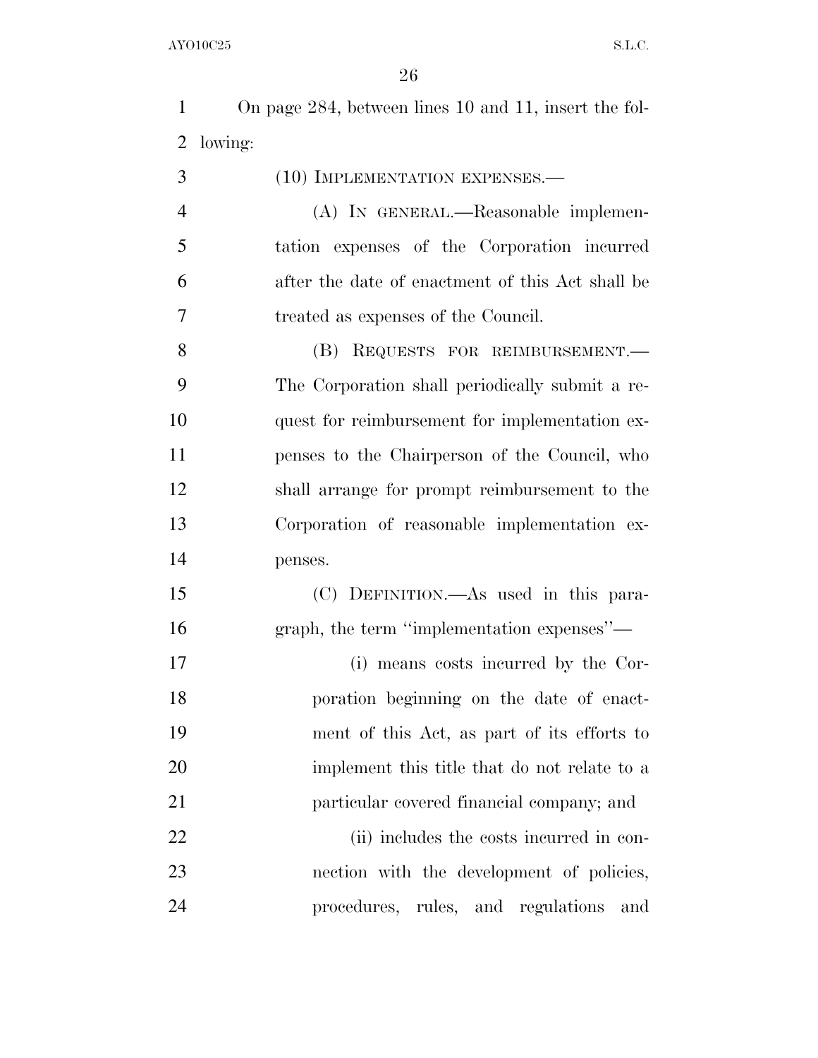On page 284, between lines 10 and 11, insert the following:

(10) IMPLEMENTATION EXPENSES.—

(A) IN GENERAL.—Reasonable implementation expenses of the Corporation incurred after the date of enactment of this Act shall be treated as expenses of the Council.

(B) REQUESTS FOR REIMBURSEMENT.—The Corporation shall periodically submit a request for reimbursement for implementation expenses to the Chairperson of the Council, who shall arrange for prompt reimbursement to the Corporation of reasonable implementation expenses.

(C) DEFINITION.—As used in this paragraph, the term "implementation expenses"—

(i) means costs incurred by the Corporation beginning on the date of enactment of this Act, as part of its efforts to implement this title that do not relate to a particular covered financial company; and

(ii) includes the costs incurred in connection with the development of policies, procedures, rules, and regulations and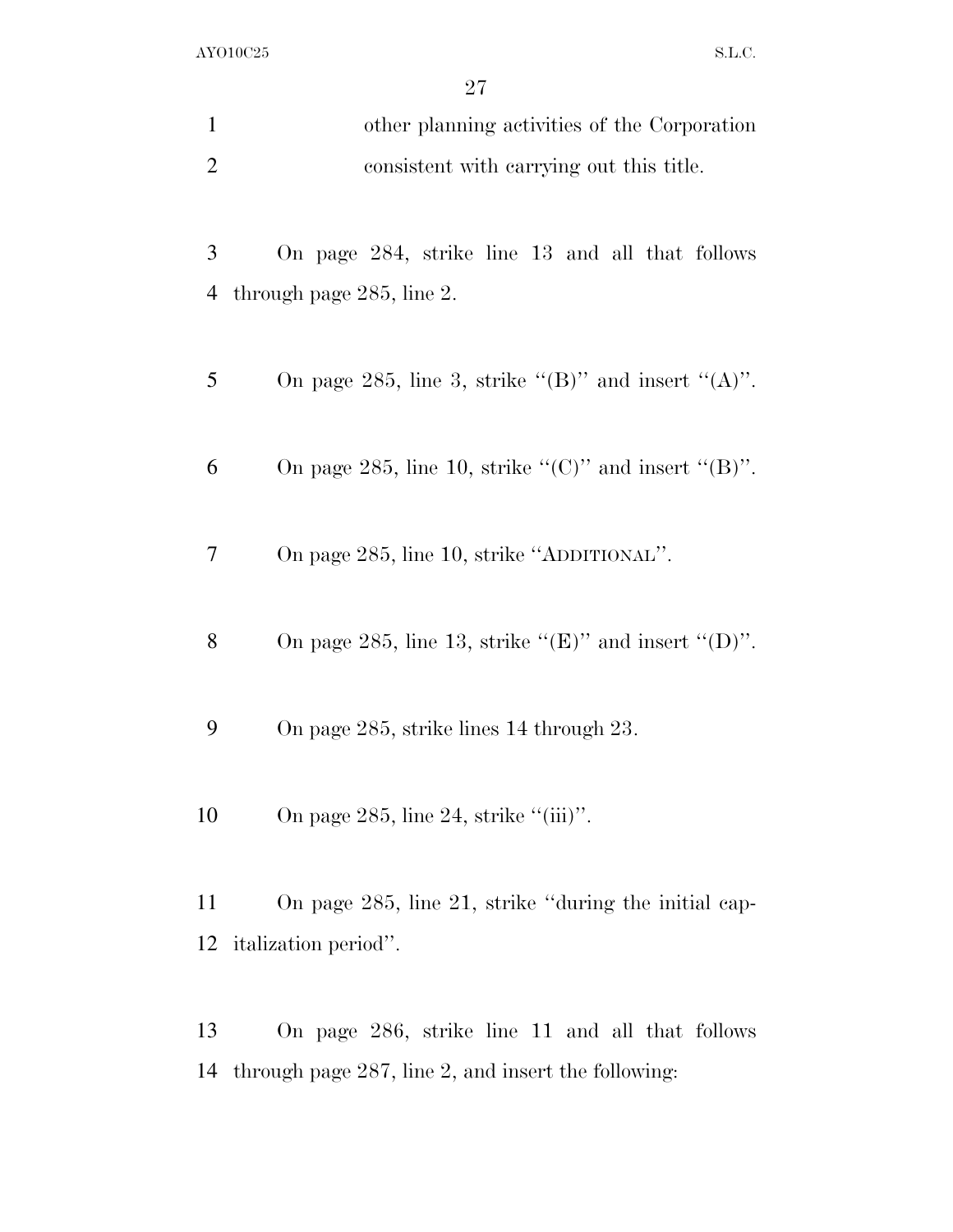other planning activities of the Corporation consistent with carrying out this title.

On page 284, strike line 13 and all that follows through page 285, line 2.

On page 285, line 3, strike "(B)" and insert "(A)".

On page 285, line 10, strike "(C)" and insert "(B)".

On page 285, line 10, strike "ADDITIONAL".

On page 285, line 13, strike "(E)" and insert "(D)".

On page 285, strike lines 14 through 23.

On page 285, line 24, strike "(iii)".

On page 285, line 21, strike "during the initial capitalization period".

On page 286, strike line 11 and all that follows through page 287, line 2, and insert the following: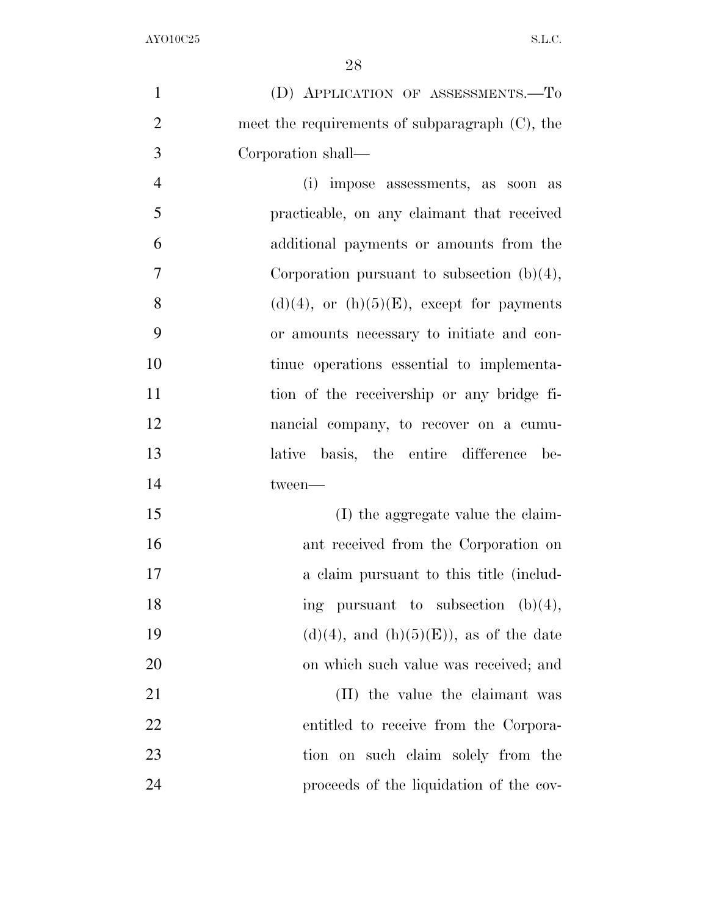(D) APPLICATION OF ASSESSMENTS.—To meet the requirements of subparagraph (C), the Corporation shall—

(i) impose assessments, as soon as practicable, on any claimant that received additional payments or amounts from the Corporation pursuant to subsection (b)(4), (d)(4), or (h)(5)(E), except for payments or amounts necessary to initiate and continue operations essential to implementation of the receivership or any bridge financial company, to recover on a cumulative basis, the entire difference between—

(I) the aggregate value the claimant received from the Corporation on a claim pursuant to this title (including pursuant to subsection (b)(4), (d)(4), and (h)(5)(E)), as of the date on which such value was received; and

(II) the value the claimant was entitled to receive from the Corporation on such claim solely from the proceeds of the liquidation of the cov-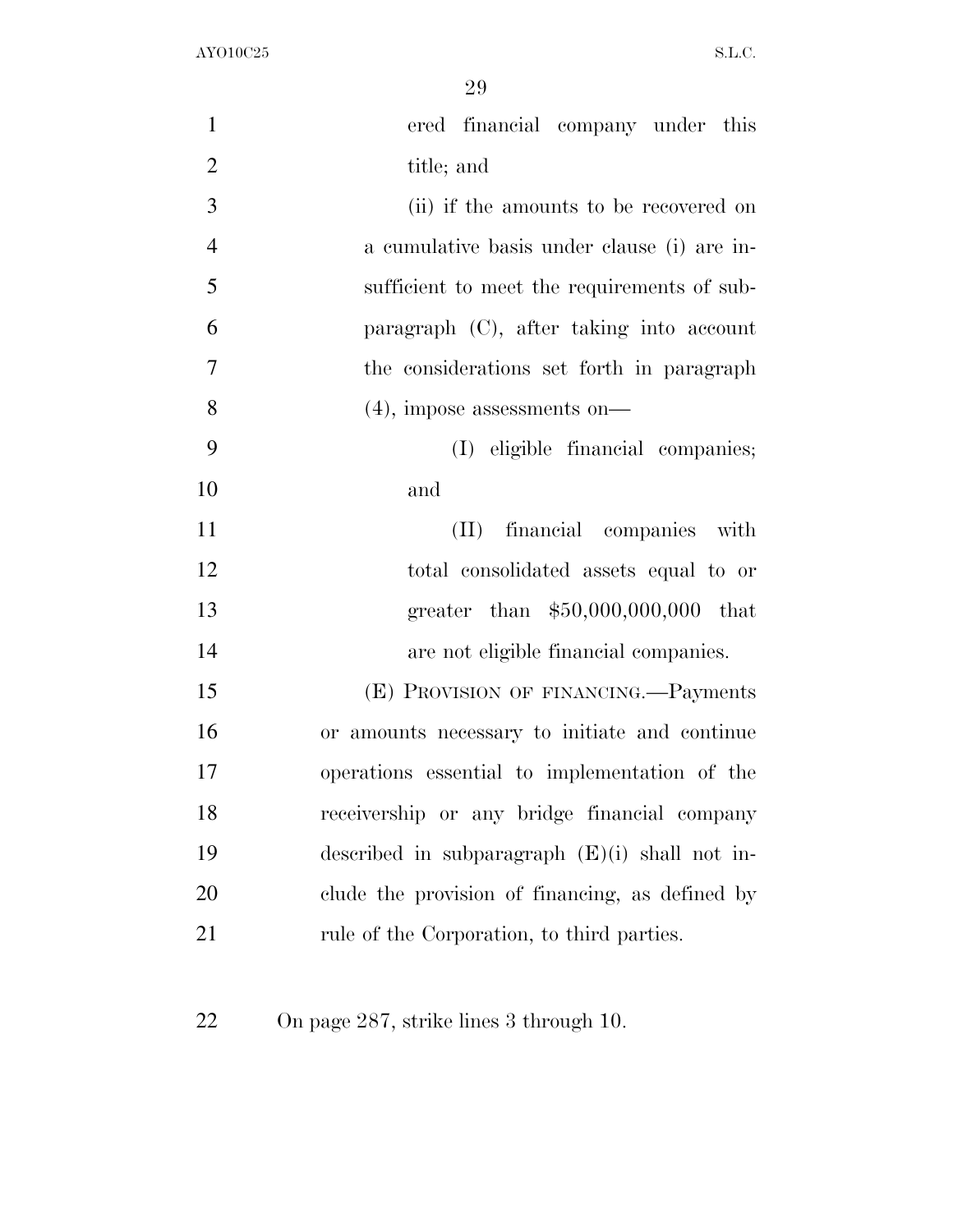ered financial company under this title; and

(ii) if the amounts to be recovered on a cumulative basis under clause (i) are insufficient to meet the requirements of subparagraph (C), after taking into account the considerations set forth in paragraph (4), impose assessments on—

(I) eligible financial companies; and

(II) financial companies with total consolidated assets equal to or greater than $50,000,000,000 that are not eligible financial companies.

(E) PROVISION OF FINANCING.—Payments or amounts necessary to initiate and continue operations essential to implementation of the receivership or any bridge financial company described in subparagraph (E)(i) shall not include the provision of financing, as defined by rule of the Corporation, to third parties.

On page 287, strike lines 3 through 10.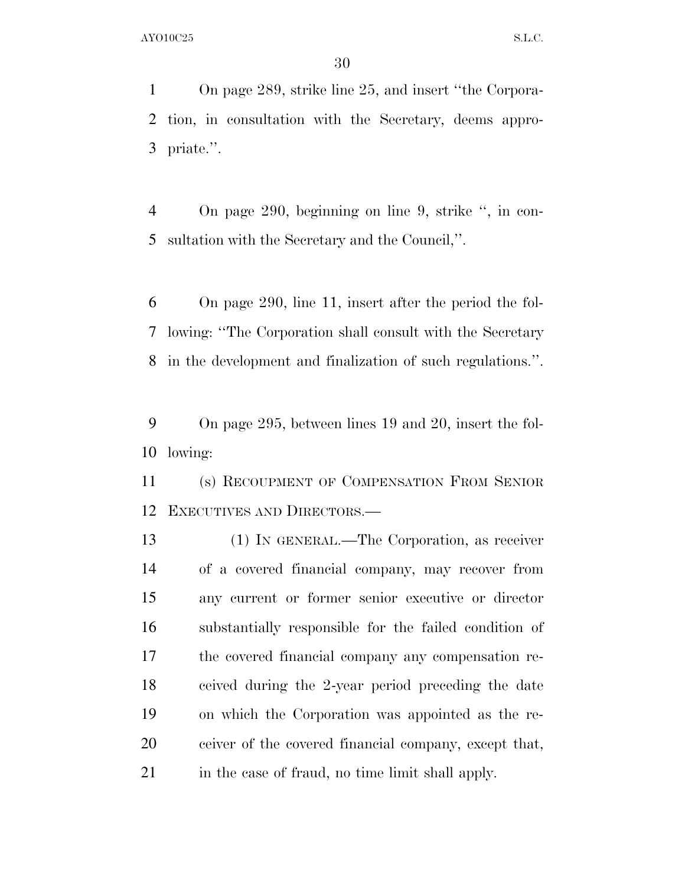On page 289, strike line 25, and insert ''the Corporation, in consultation with the Secretary, deems appropriate.''.

On page 290, beginning on line 9, strike '', in consultation with the Secretary and the Council,''.

On page 290, line 11, insert after the period the following: ''The Corporation shall consult with the Secretary in the development and finalization of such regulations.''.

On page 295, between lines 19 and 20, insert the following:

(s) RECOUPMENT OF COMPENSATION FROM SENIOR EXECUTIVES AND DIRECTORS.—

(1) IN GENERAL.—The Corporation, as receiver of a covered financial company, may recover from any current or former senior executive or director substantially responsible for the failed condition of the covered financial company any compensation received during the 2-year period preceding the date on which the Corporation was appointed as the receiver of the covered financial company, except that, in the case of fraud, no time limit shall apply.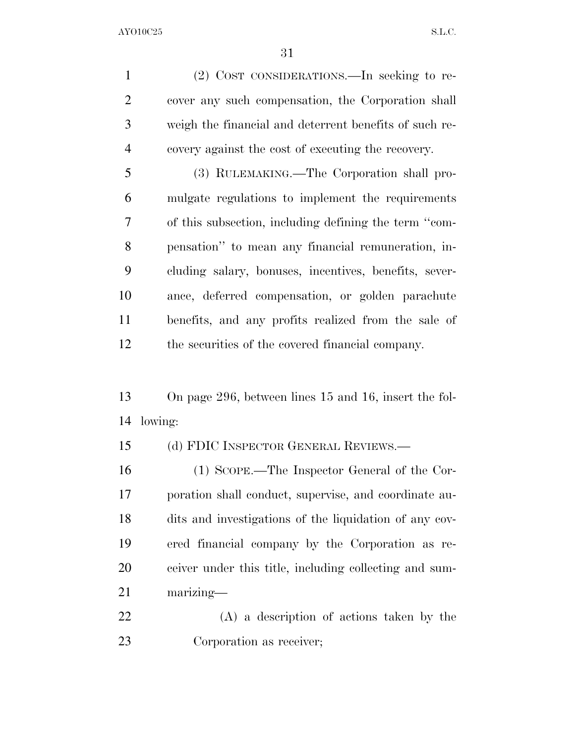(2) COST CONSIDERATIONS.—In seeking to recover any such compensation, the Corporation shall weigh the financial and deterrent benefits of such recovery against the cost of executing the recovery.

(3) RULEMAKING.—The Corporation shall promulgate regulations to implement the requirements of this subsection, including defining the term ''compensation'' to mean any financial remuneration, including salary, bonuses, incentives, benefits, severance, deferred compensation, or golden parachute benefits, and any profits realized from the sale of the securities of the covered financial company.

On page 296, between lines 15 and 16, insert the following:

(d) FDIC INSPECTOR GENERAL REVIEWS.—

(1) SCOPE.—The Inspector General of the Corporation shall conduct, supervise, and coordinate audits and investigations of the liquidation of any covered financial company by the Corporation as receiver under this title, including collecting and summarizing—

(A) a description of actions taken by the Corporation as receiver;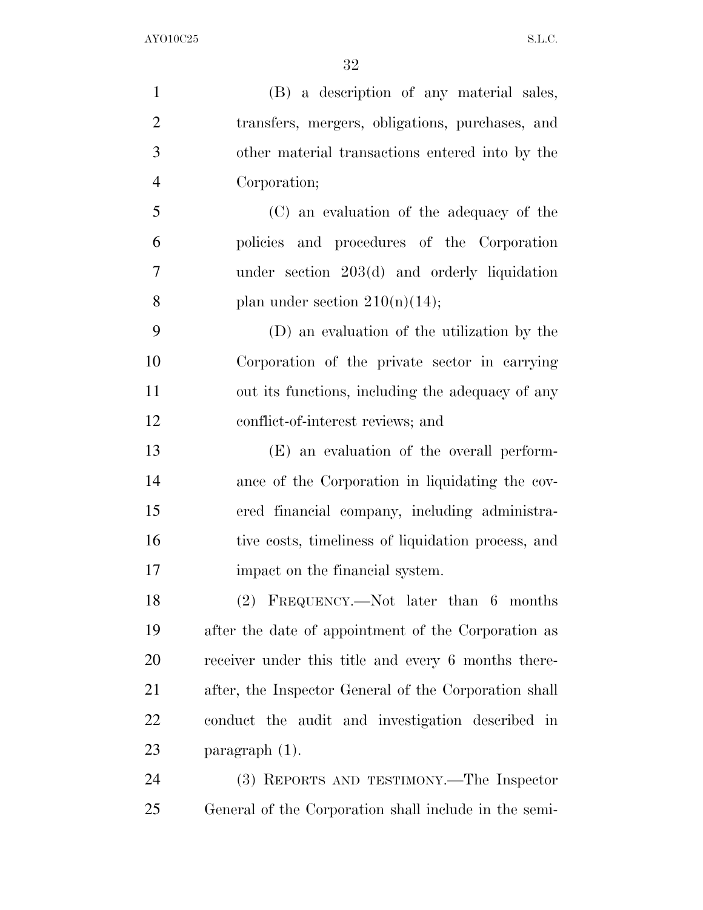(B) a description of any material sales, transfers, mergers, obligations, purchases, and other material transactions entered into by the Corporation;

(C) an evaluation of the adequacy of the policies and procedures of the Corporation under section 203(d) and orderly liquidation plan under section 210(n)(14);

(D) an evaluation of the utilization by the Corporation of the private sector in carrying out its functions, including the adequacy of any conflict-of-interest reviews; and

(E) an evaluation of the overall performance of the Corporation in liquidating the covered financial company, including administrative costs, timeliness of liquidation process, and impact on the financial system.

(2) FREQUENCY.—Not later than 6 months after the date of appointment of the Corporation as receiver under this title and every 6 months thereafter, the Inspector General of the Corporation shall conduct the audit and investigation described in paragraph (1).

(3) REPORTS AND TESTIMONY.—The Inspector General of the Corporation shall include in the semi-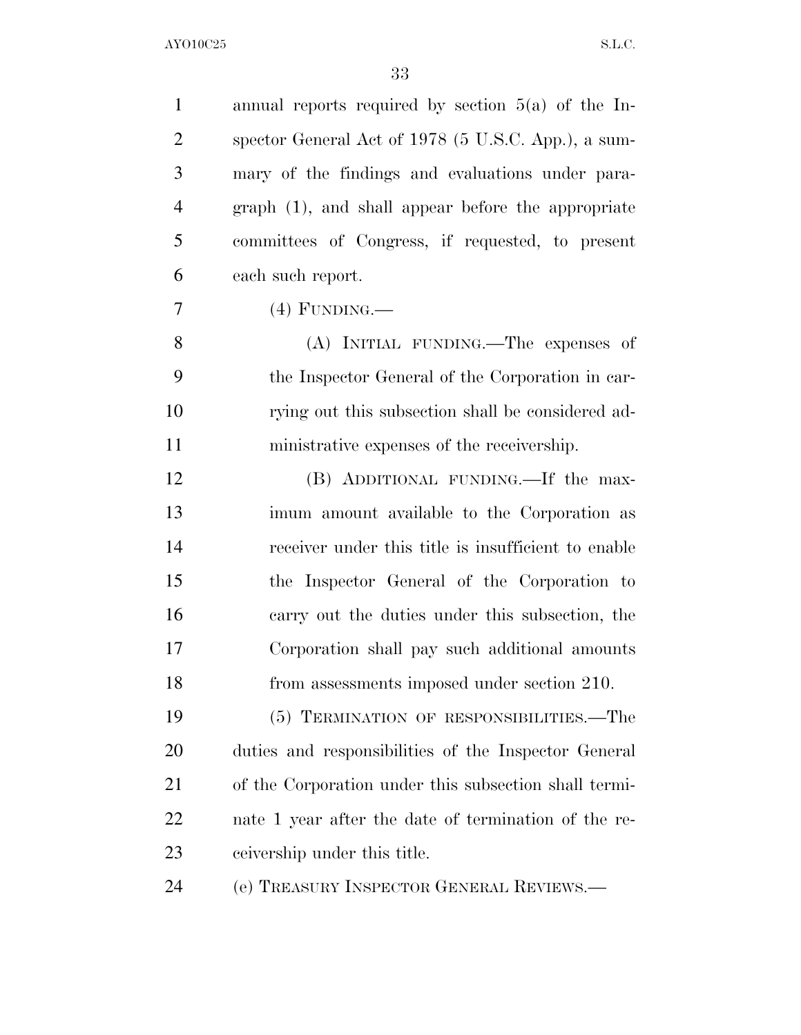annual reports required by section 5(a) of the Inspector General Act of 1978 (5 U.S.C. App.), a summary of the findings and evaluations under paragraph (1), and shall appear before the appropriate committees of Congress, if requested, to present each such report.

(4) FUNDING.—

(A) INITIAL FUNDING.—The expenses of the Inspector General of the Corporation in carrying out this subsection shall be considered administrative expenses of the receivership.

(B) ADDITIONAL FUNDING.—If the maximum amount available to the Corporation as receiver under this title is insufficient to enable the Inspector General of the Corporation to carry out the duties under this subsection, the Corporation shall pay such additional amounts from assessments imposed under section 210.

(5) TERMINATION OF RESPONSIBILITIES.—The duties and responsibilities of the Inspector General of the Corporation under this subsection shall terminate 1 year after the date of termination of the receivership under this title.

(e) TREASURY INSPECTOR GENERAL REVIEWS.—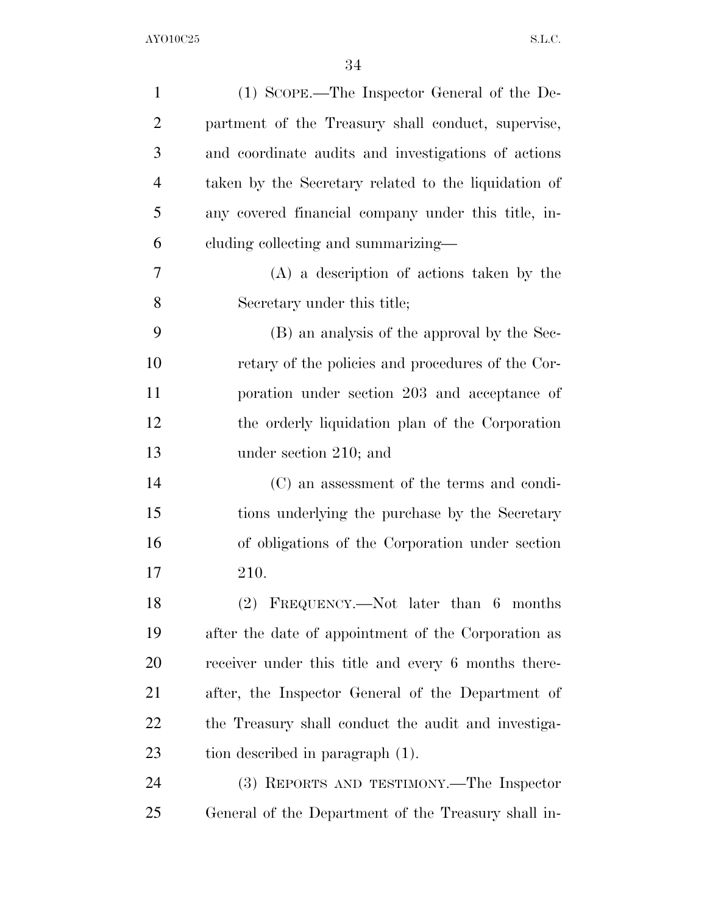(1) SCOPE.—The Inspector General of the Department of the Treasury shall conduct, supervise, and coordinate audits and investigations of actions taken by the Secretary related to the liquidation of any covered financial company under this title, including collecting and summarizing—

(A) a description of actions taken by the Secretary under this title;

(B) an analysis of the approval by the Secretary of the policies and procedures of the Corporation under section 203 and acceptance of the orderly liquidation plan of the Corporation under section 210; and

(C) an assessment of the terms and conditions underlying the purchase by the Secretary of obligations of the Corporation under section 210.

(2) FREQUENCY.—Not later than 6 months after the date of appointment of the Corporation as receiver under this title and every 6 months thereafter, the Inspector General of the Department of the Treasury shall conduct the audit and investigation described in paragraph (1).

(3) REPORTS AND TESTIMONY.—The Inspector General of the Department of the Treasury shall in-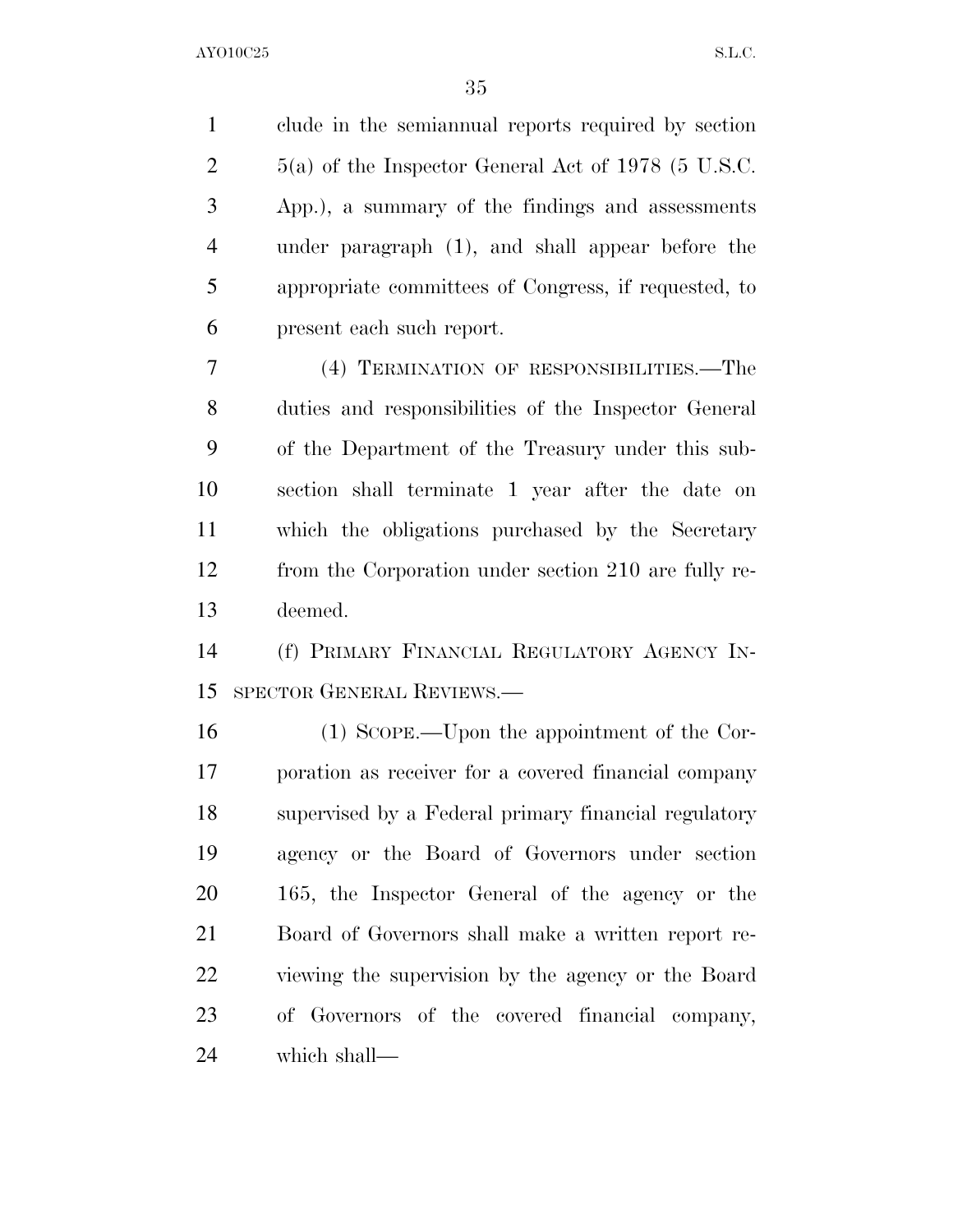clude in the semiannual reports required by section 5(a) of the Inspector General Act of 1978 (5 U.S.C. App.), a summary of the findings and assessments under paragraph (1), and shall appear before the appropriate committees of Congress, if requested, to present each such report.

(4) TERMINATION OF RESPONSIBILITIES.—The duties and responsibilities of the Inspector General of the Department of the Treasury under this subsection shall terminate 1 year after the date on which the obligations purchased by the Secretary from the Corporation under section 210 are fully redeemed.

(f) PRIMARY FINANCIAL REGULATORY AGENCY INSPECTOR GENERAL REVIEWS.—

(1) SCOPE.—Upon the appointment of the Corporation as receiver for a covered financial company supervised by a Federal primary financial regulatory agency or the Board of Governors under section 165, the Inspector General of the agency or the Board of Governors shall make a written report reviewing the supervision by the agency or the Board of Governors of the covered financial company, which shall—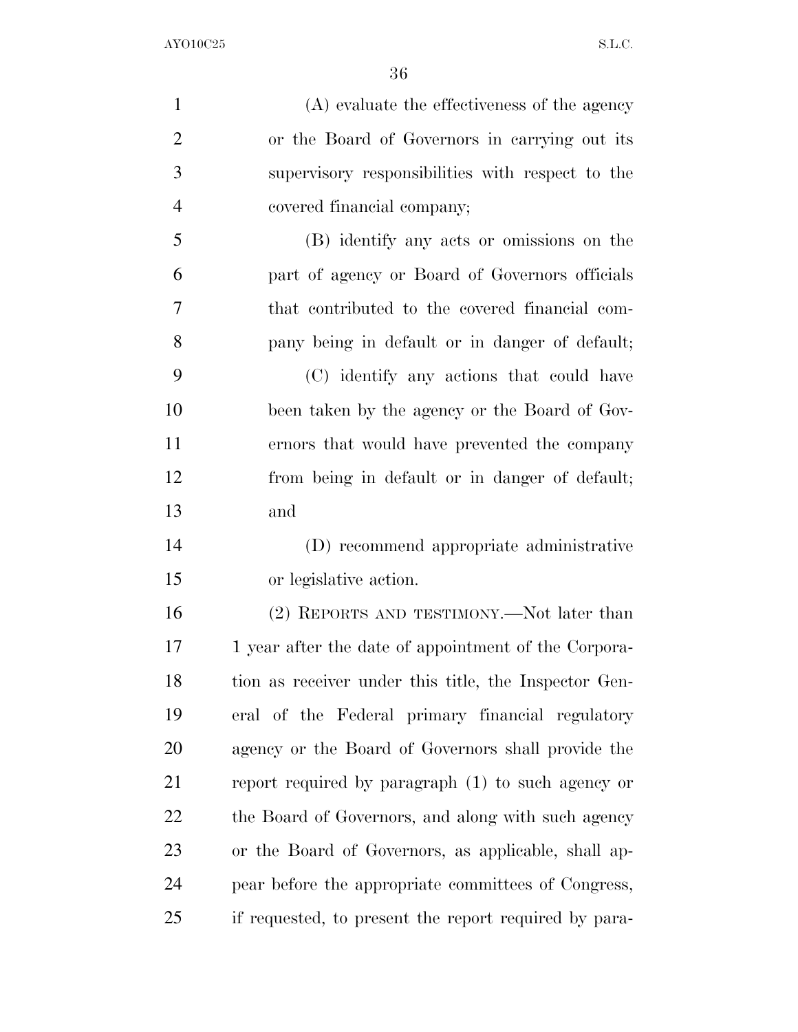(A) evaluate the effectiveness of the agency or the Board of Governors in carrying out its supervisory responsibilities with respect to the covered financial company;

(B) identify any acts or omissions on the part of agency or Board of Governors officials that contributed to the covered financial company being in default or in danger of default;

(C) identify any actions that could have been taken by the agency or the Board of Governors that would have prevented the company from being in default or in danger of default; and

(D) recommend appropriate administrative or legislative action.

(2) REPORTS AND TESTIMONY.—Not later than 1 year after the date of appointment of the Corporation as receiver under this title, the Inspector General of the Federal primary financial regulatory agency or the Board of Governors shall provide the report required by paragraph (1) to such agency or the Board of Governors, and along with such agency or the Board of Governors, as applicable, shall appear before the appropriate committees of Congress, if requested, to present the report required by para-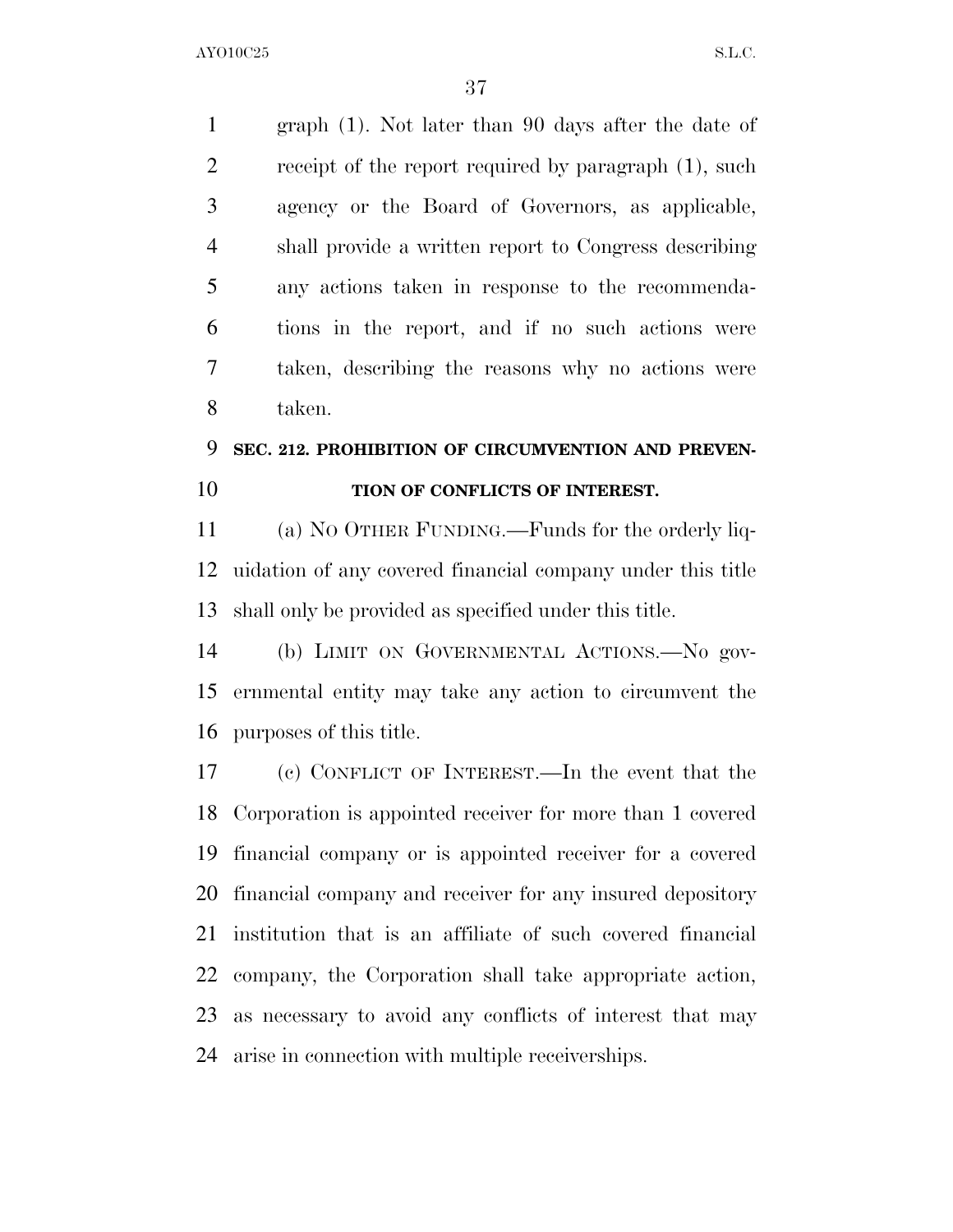graph (1). Not later than 90 days after the date of receipt of the report required by paragraph (1), such agency or the Board of Governors, as applicable, shall provide a written report to Congress describing any actions taken in response to the recommendations in the report, and if no such actions were taken, describing the reasons why no actions were taken.

### SEC. 212. PROHIBITION OF CIRCUMVENTION AND PREVENTION OF CONFLICTS OF INTEREST.

(a) NO OTHER FUNDING.—Funds for the orderly liquidation of any covered financial company under this title shall only be provided as specified under this title.

(b) LIMIT ON GOVERNMENTAL ACTIONS.—No governmental entity may take any action to circumvent the purposes of this title.

(c) CONFLICT OF INTEREST.—In the event that the Corporation is appointed receiver for more than 1 covered financial company or is appointed receiver for a covered financial company and receiver for any insured depository institution that is an affiliate of such covered financial company, the Corporation shall take appropriate action, as necessary to avoid any conflicts of interest that may arise in connection with multiple receiverships.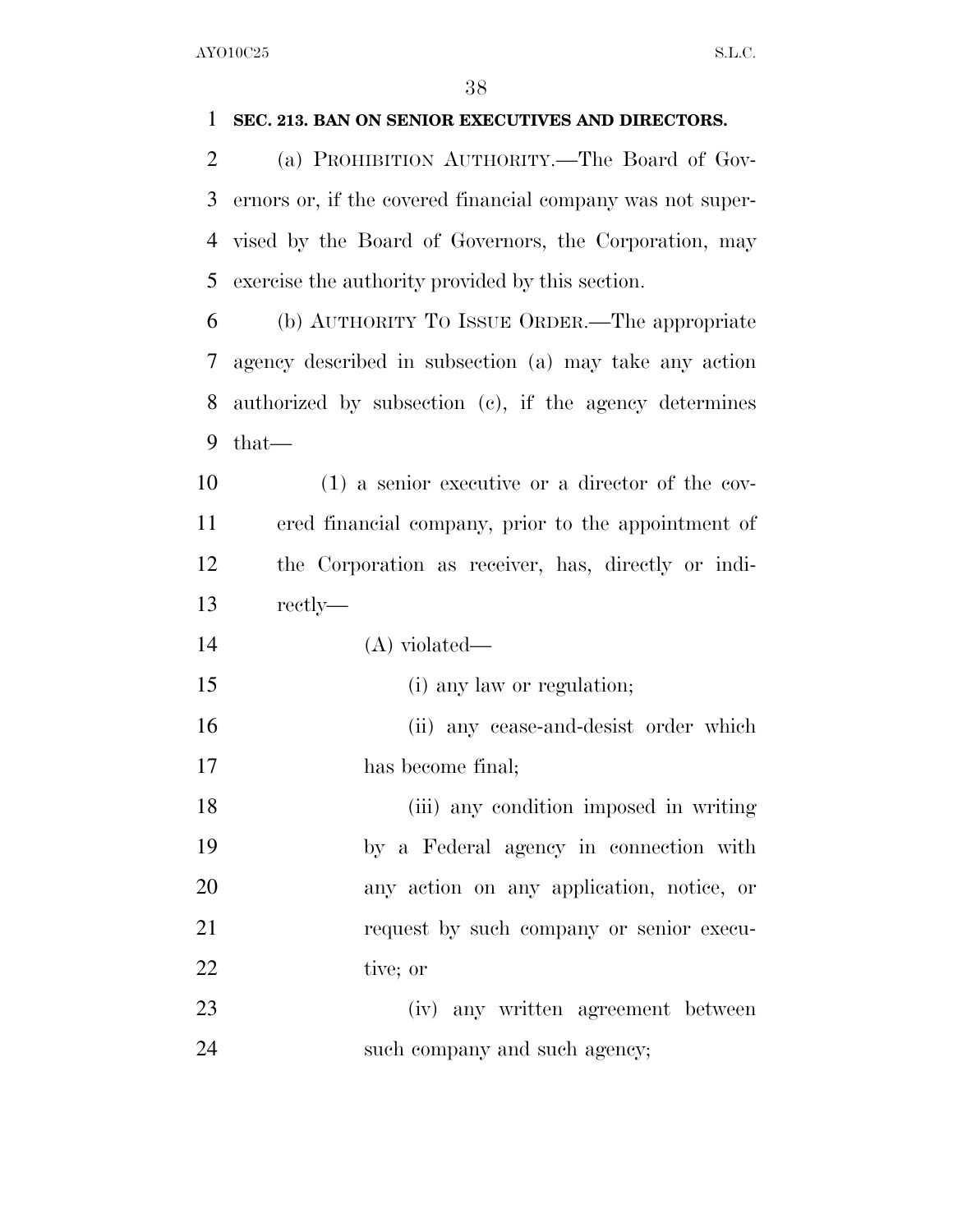**SEC. 213. BAN ON SENIOR EXECUTIVES AND DIRECTORS.**

(a) PROHIBITION AUTHORITY.—The Board of Governors or, if the covered financial company was not supervised by the Board of Governors, the Corporation, may exercise the authority provided by this section.

(b) AUTHORITY TO ISSUE ORDER.—The appropriate agency described in subsection (a) may take any action authorized by subsection (c), if the agency determines that—

(1) a senior executive or a director of the covered financial company, prior to the appointment of the Corporation as receiver, has, directly or indirectly—

(A) violated—

(i) any law or regulation;

(ii) any cease-and-desist order which has become final;

(iii) any condition imposed in writing by a Federal agency in connection with any action on any application, notice, or request by such company or senior executive; or

(iv) any written agreement between such company and such agency;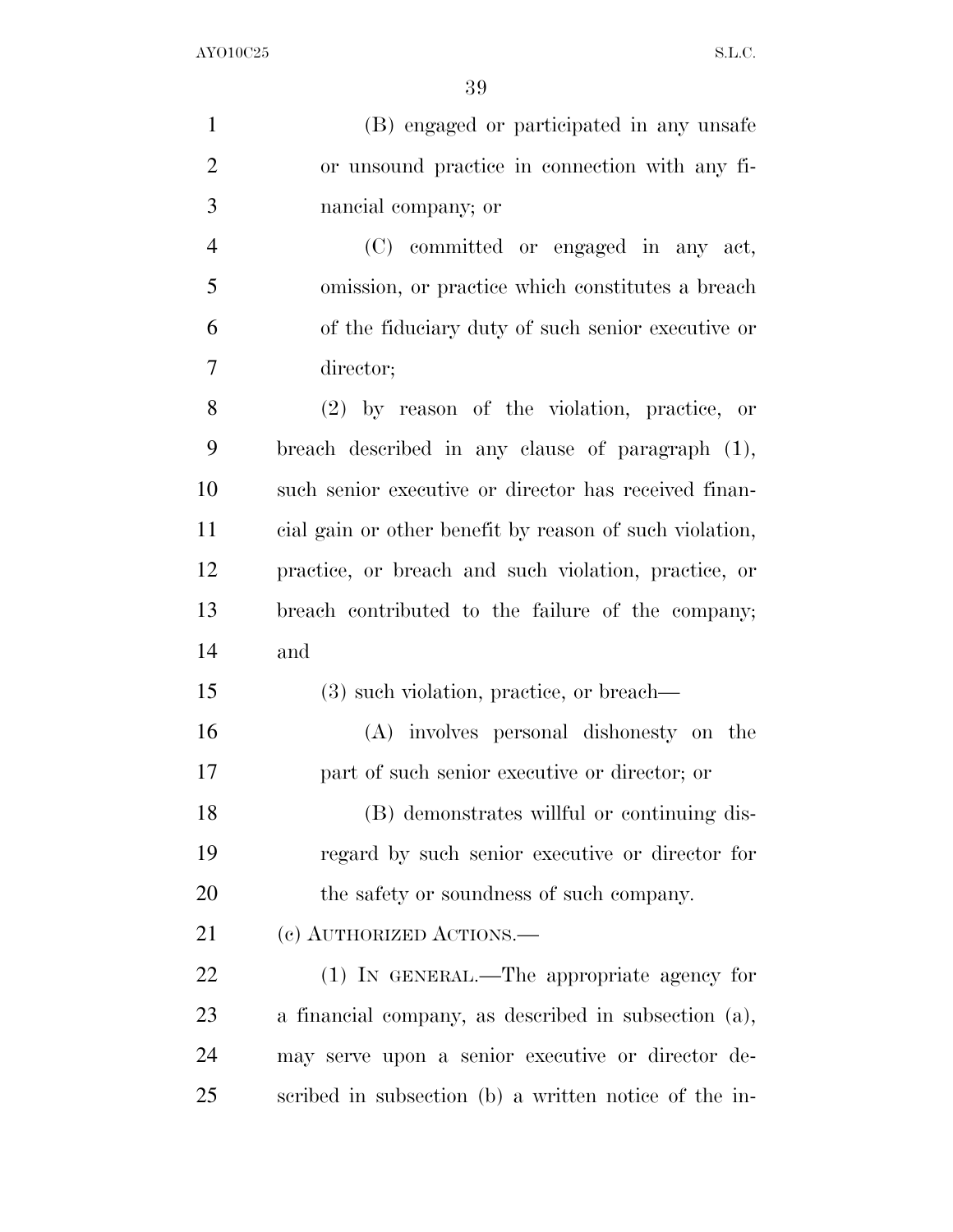(B) engaged or participated in any unsafe or unsound practice in connection with any financial company; or

(C) committed or engaged in any act, omission, or practice which constitutes a breach of the fiduciary duty of such senior executive or director;

(2) by reason of the violation, practice, or breach described in any clause of paragraph (1), such senior executive or director has received financial gain or other benefit by reason of such violation, practice, or breach and such violation, practice, or breach contributed to the failure of the company; and

(3) such violation, practice, or breach—

(A) involves personal dishonesty on the part of such senior executive or director; or

(B) demonstrates willful or continuing disregard by such senior executive or director for the safety or soundness of such company.

(c) AUTHORIZED ACTIONS.—

(1) IN GENERAL.—The appropriate agency for a financial company, as described in subsection (a), may serve upon a senior executive or director described in subsection (b) a written notice of the in-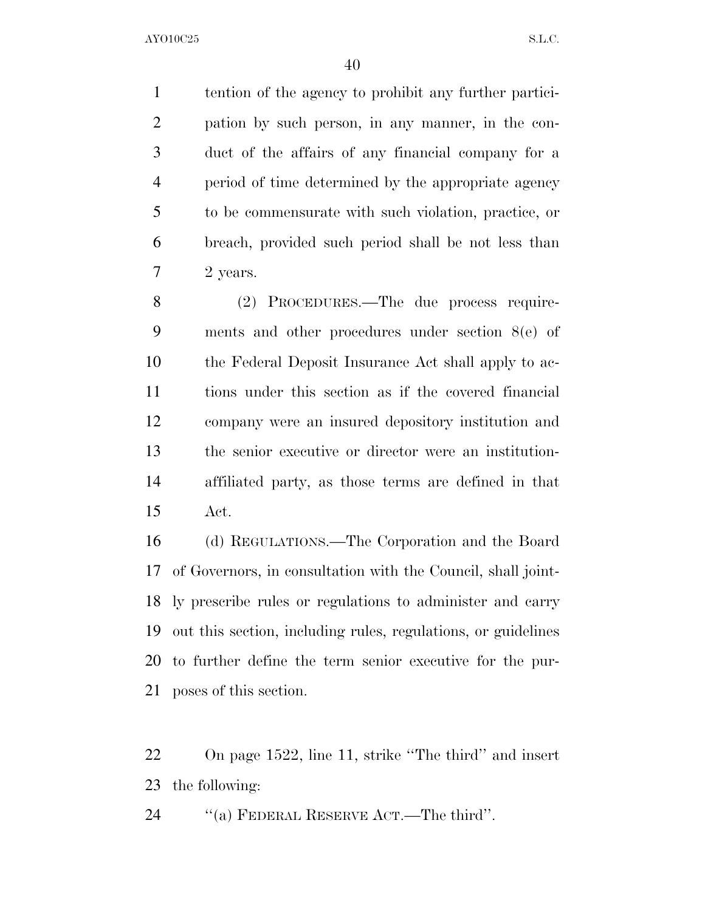tention of the agency to prohibit any further participation by such person, in any manner, in the conduct of the affairs of any financial company for a period of time determined by the appropriate agency to be commensurate with such violation, practice, or breach, provided such period shall be not less than 2 years.

(2) PROCEDURES.—The due process requirements and other procedures under section 8(e) of the Federal Deposit Insurance Act shall apply to actions under this section as if the covered financial company were an insured depository institution and the senior executive or director were an institution-affiliated party, as those terms are defined in that Act.

(d) REGULATIONS.—The Corporation and the Board of Governors, in consultation with the Council, shall jointly prescribe rules or regulations to administer and carry out this section, including rules, regulations, or guidelines to further define the term senior executive for the purposes of this section.

On page 1522, line 11, strike ''The third'' and insert the following:

''(a) FEDERAL RESERVE ACT.—The third''.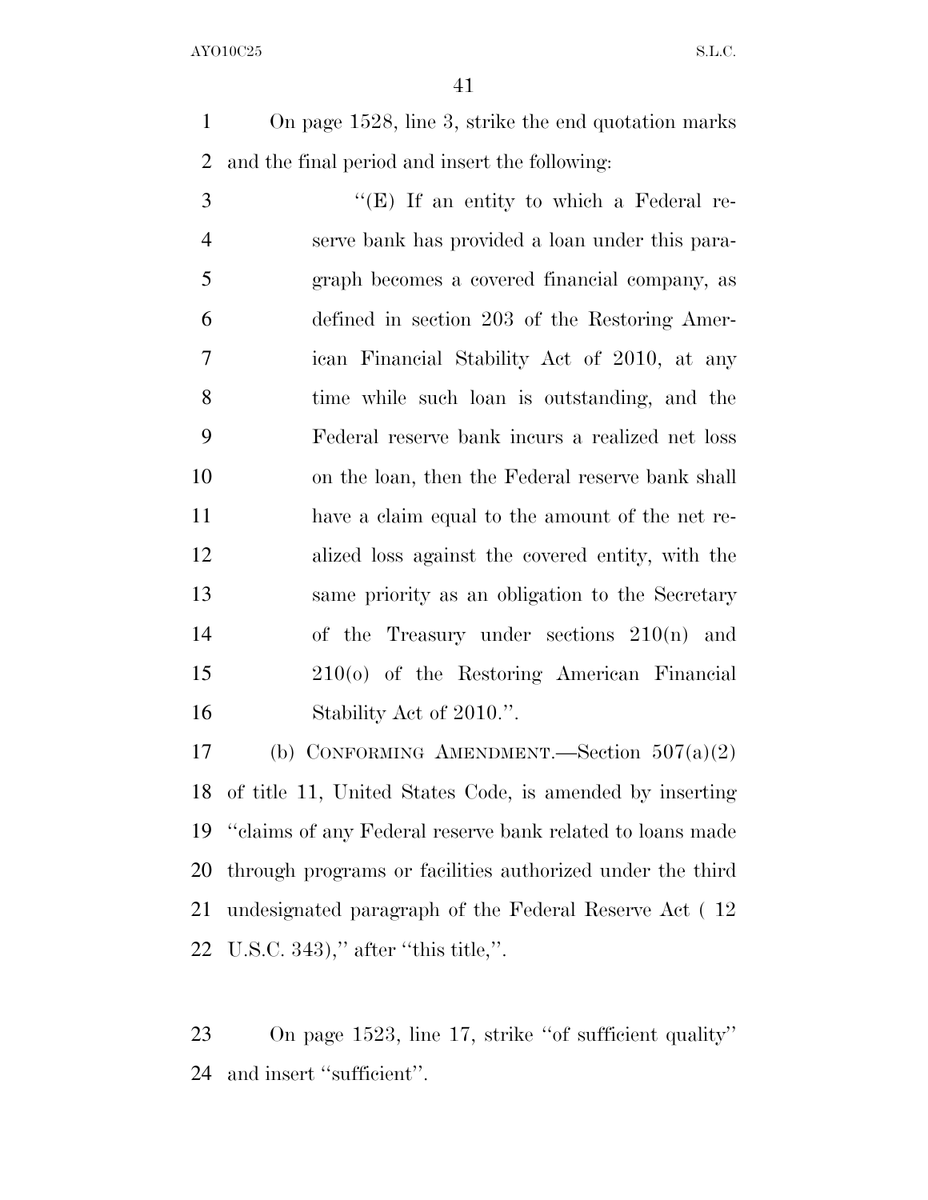On page 1528, line 3, strike the end quotation marks and the final period and insert the following:

"(E) If an entity to which a Federal reserve bank has provided a loan under this paragraph becomes a covered financial company, as defined in section 203 of the Restoring American Financial Stability Act of 2010, at any time while such loan is outstanding, and the Federal reserve bank incurs a realized net loss on the loan, then the Federal reserve bank shall have a claim equal to the amount of the net realized loss against the covered entity, with the same priority as an obligation to the Secretary of the Treasury under sections 210(n) and 210(o) of the Restoring American Financial Stability Act of 2010.".

(b) CONFORMING AMENDMENT.—Section 507(a)(2) of title 11, United States Code, is amended by inserting "claims of any Federal reserve bank related to loans made through programs or facilities authorized under the third undesignated paragraph of the Federal Reserve Act ( 12 U.S.C. 343)," after "this title,".

On page 1523, line 17, strike "of sufficient quality" and insert "sufficient".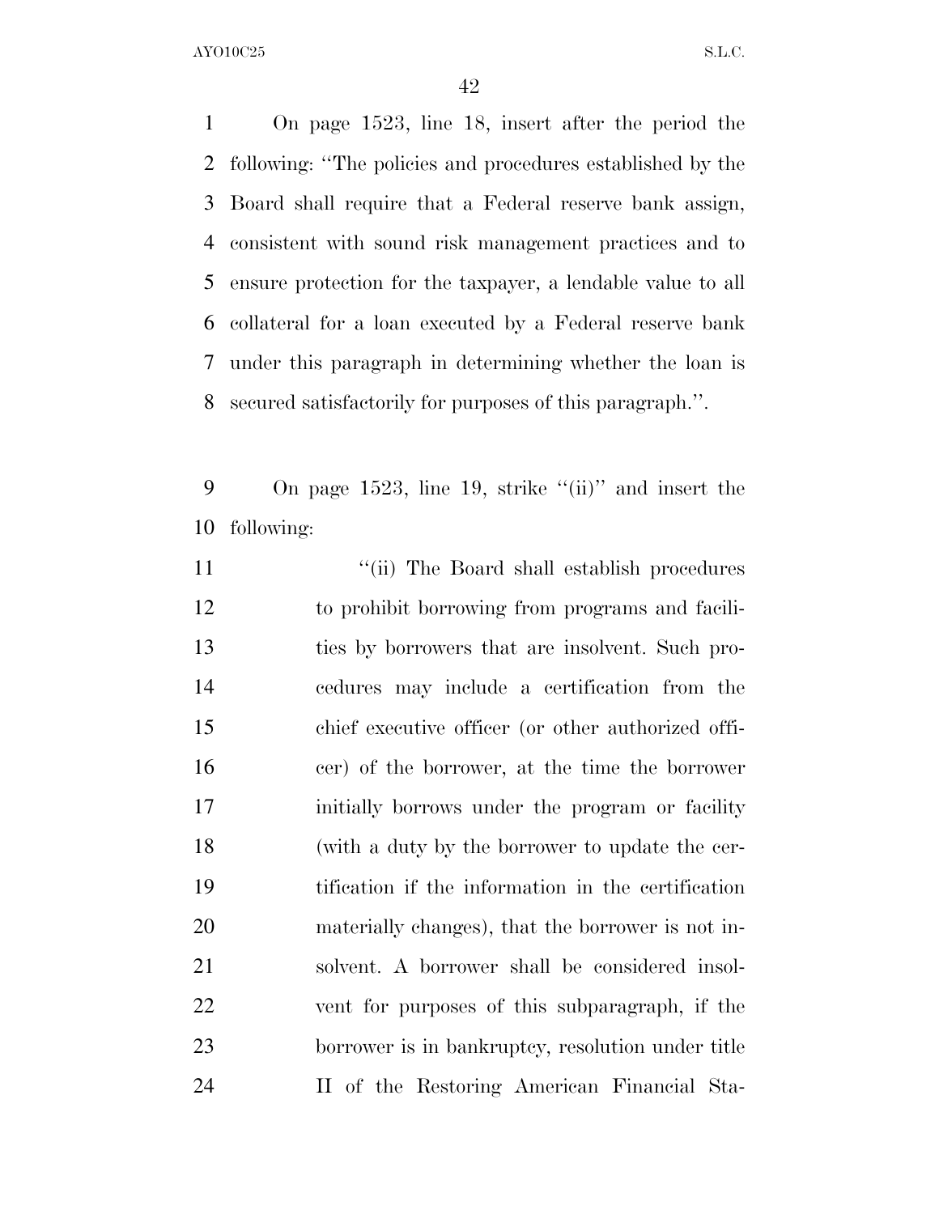On page 1523, line 18, insert after the period the following: "The policies and procedures established by the Board shall require that a Federal reserve bank assign, consistent with sound risk management practices and to ensure protection for the taxpayer, a lendable value to all collateral for a loan executed by a Federal reserve bank under this paragraph in determining whether the loan is secured satisfactorily for purposes of this paragraph.".

On page 1523, line 19, strike "(ii)" and insert the following:

"(ii) The Board shall establish procedures to prohibit borrowing from programs and facilities by borrowers that are insolvent. Such procedures may include a certification from the chief executive officer (or other authorized officer) of the borrower, at the time the borrower initially borrows under the program or facility (with a duty by the borrower to update the certification if the information in the certification materially changes), that the borrower is not insolvent. A borrower shall be considered insolvent for purposes of this subparagraph, if the borrower is in bankruptcy, resolution under title II of the Restoring American Financial Sta-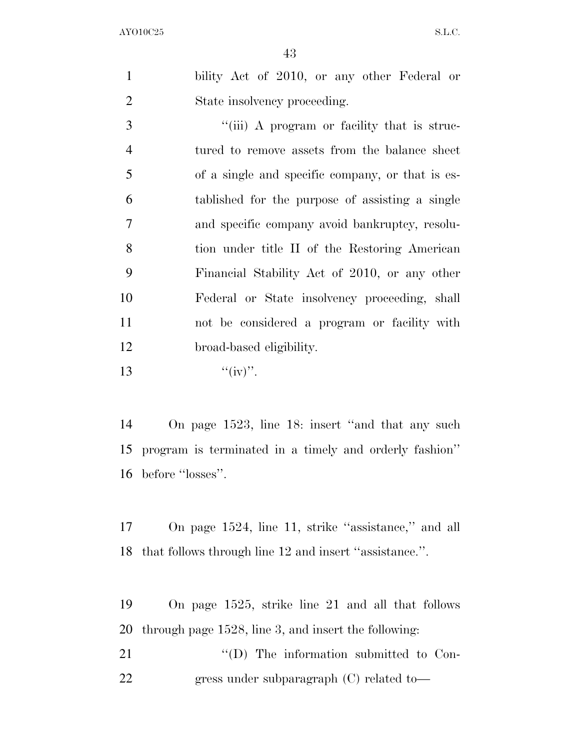bility Act of 2010, or any other Federal or State insolvency proceeding.

''(iii) A program or facility that is structured to remove assets from the balance sheet of a single and specific company, or that is established for the purpose of assisting a single and specific company avoid bankruptcy, resolution under title II of the Restoring American Financial Stability Act of 2010, or any other Federal or State insolvency proceeding, shall not be considered a program or facility with broad-based eligibility.

''(iv)''.

On page 1523, line 18: insert ''and that any such program is terminated in a timely and orderly fashion'' before ''losses''.

On page 1524, line 11, strike ''assistance,'' and all that follows through line 12 and insert ''assistance.''.

On page 1525, strike line 21 and all that follows through page 1528, line 3, and insert the following:

''(D) The information submitted to Congress under subparagraph (C) related to—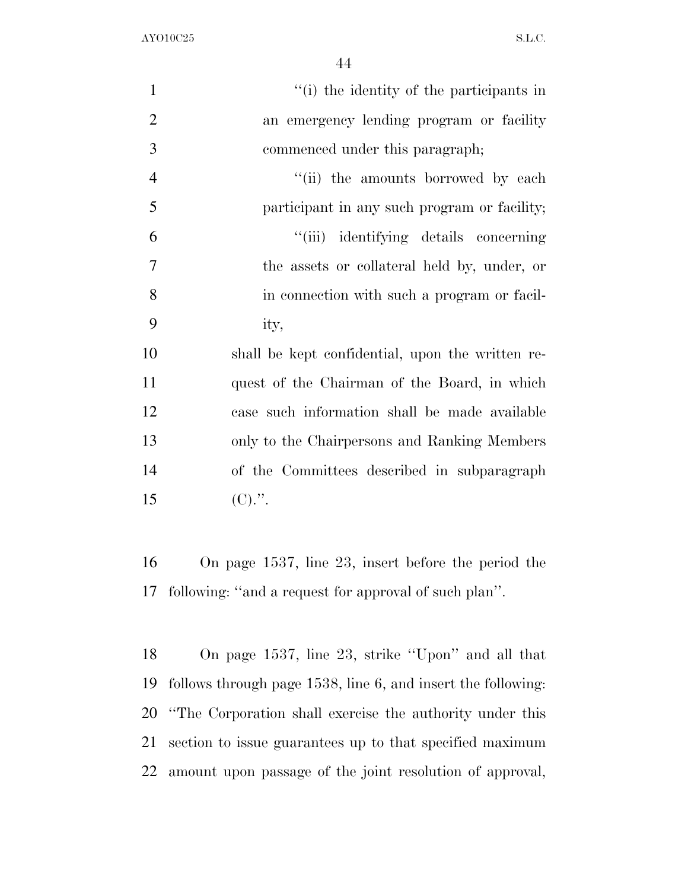''(i) the identity of the participants in an emergency lending program or facility commenced under this paragraph;

''(ii) the amounts borrowed by each participant in any such program or facility;

''(iii) identifying details concerning the assets or collateral held by, under, or in connection with such a program or facility,

shall be kept confidential, upon the written request of the Chairman of the Board, in which case such information shall be made available only to the Chairpersons and Ranking Members of the Committees described in subparagraph (C).''.

On page 1537, line 23, insert before the period the following: ''and a request for approval of such plan''.

On page 1537, line 23, strike ''Upon'' and all that follows through page 1538, line 6, and insert the following: ''The Corporation shall exercise the authority under this section to issue guarantees up to that specified maximum amount upon passage of the joint resolution of approval,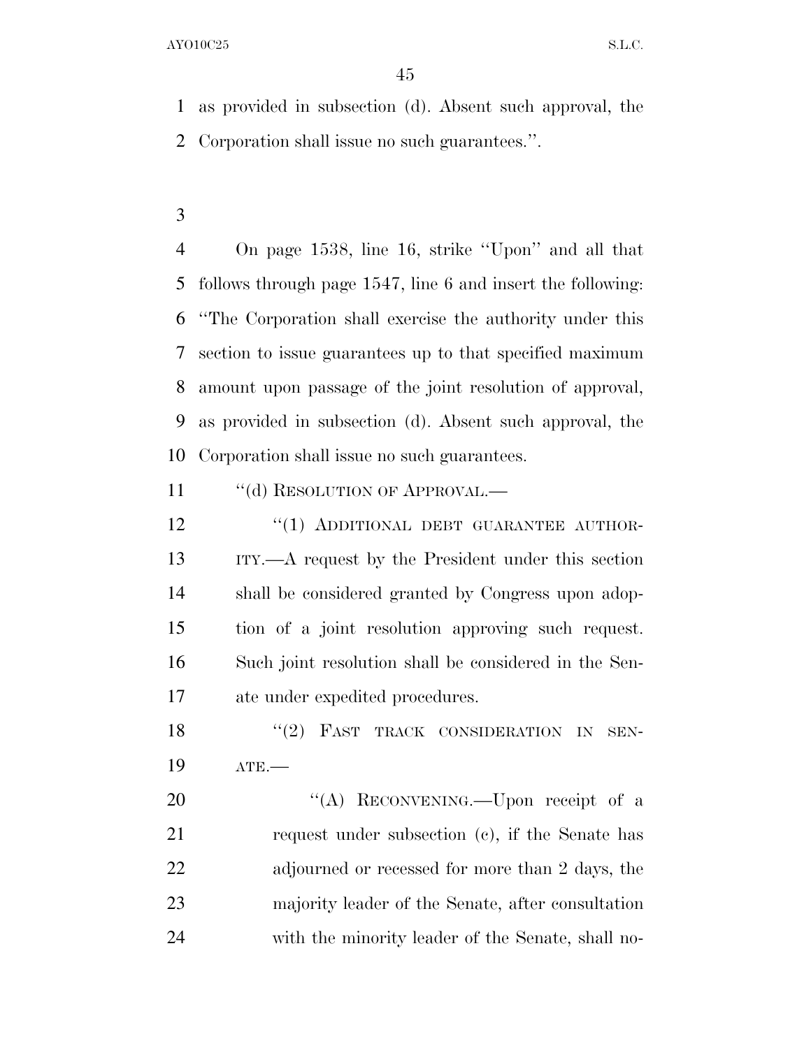as provided in subsection (d). Absent such approval, the Corporation shall issue no such guarantees.''.

On page 1538, line 16, strike ''Upon'' and all that follows through page 1547, line 6 and insert the following: ''The Corporation shall exercise the authority under this section to issue guarantees up to that specified maximum amount upon passage of the joint resolution of approval, as provided in subsection (d). Absent such approval, the Corporation shall issue no such guarantees.

''(d) RESOLUTION OF APPROVAL.—

''(1) ADDITIONAL DEBT GUARANTEE AUTHORITY.—A request by the President under this section shall be considered granted by Congress upon adoption of a joint resolution approving such request. Such joint resolution shall be considered in the Senate under expedited procedures.

''(2) FAST TRACK CONSIDERATION IN SENATE.—

''(A) RECONVENING.—Upon receipt of a request under subsection (c), if the Senate has adjourned or recessed for more than 2 days, the majority leader of the Senate, after consultation with the minority leader of the Senate, shall no-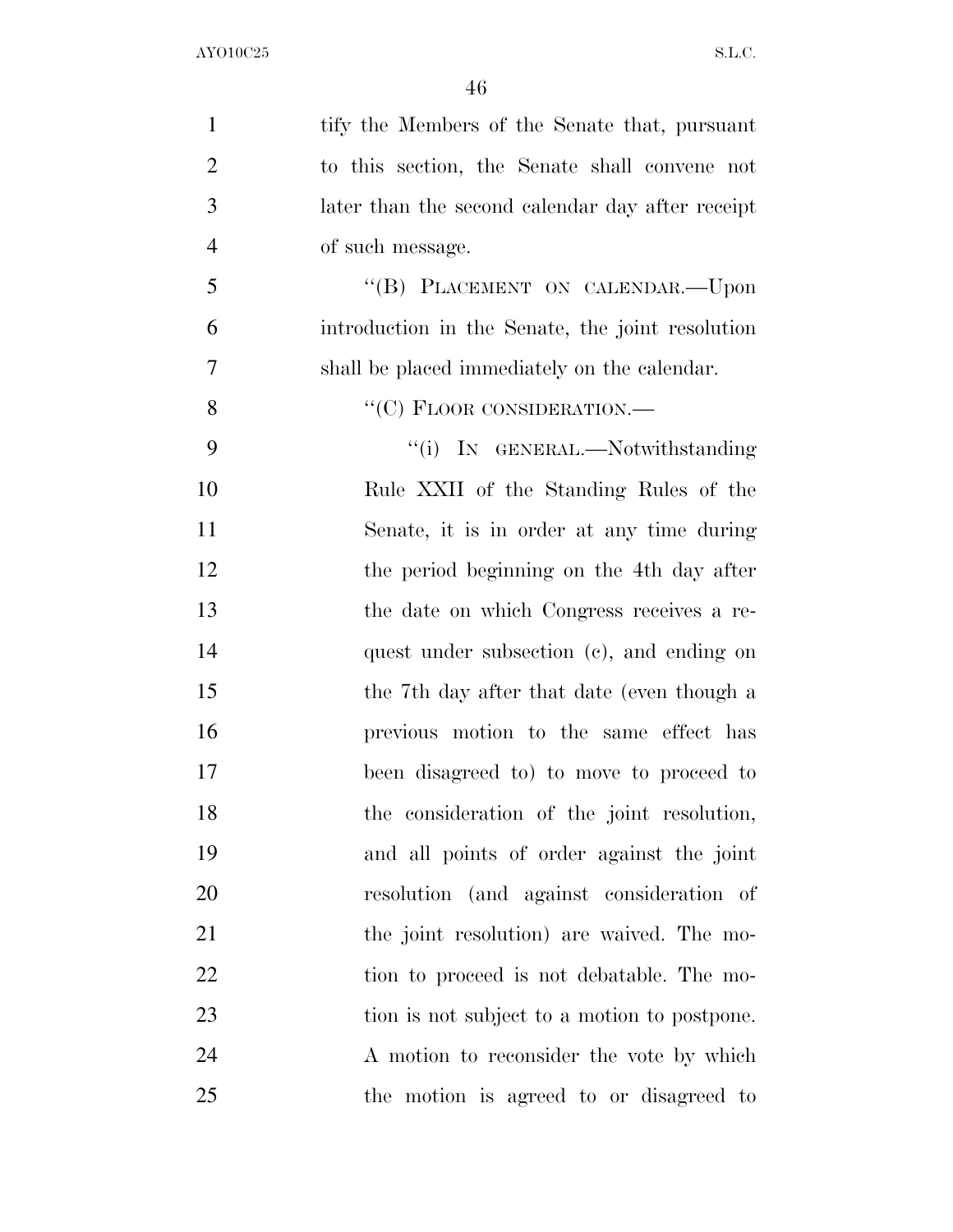tify the Members of the Senate that, pursuant to this section, the Senate shall convene not later than the second calendar day after receipt of such message.

"(B) PLACEMENT ON CALENDAR.—Upon introduction in the Senate, the joint resolution shall be placed immediately on the calendar.

"(C) FLOOR CONSIDERATION.—

"(i) IN GENERAL.—Notwithstanding Rule XXII of the Standing Rules of the Senate, it is in order at any time during the period beginning on the 4th day after the date on which Congress receives a request under subsection (c), and ending on the 7th day after that date (even though a previous motion to the same effect has been disagreed to) to move to proceed to the consideration of the joint resolution, and all points of order against the joint resolution (and against consideration of the joint resolution) are waived. The motion to proceed is not debatable. The motion is not subject to a motion to postpone. A motion to reconsider the vote by which the motion is agreed to or disagreed to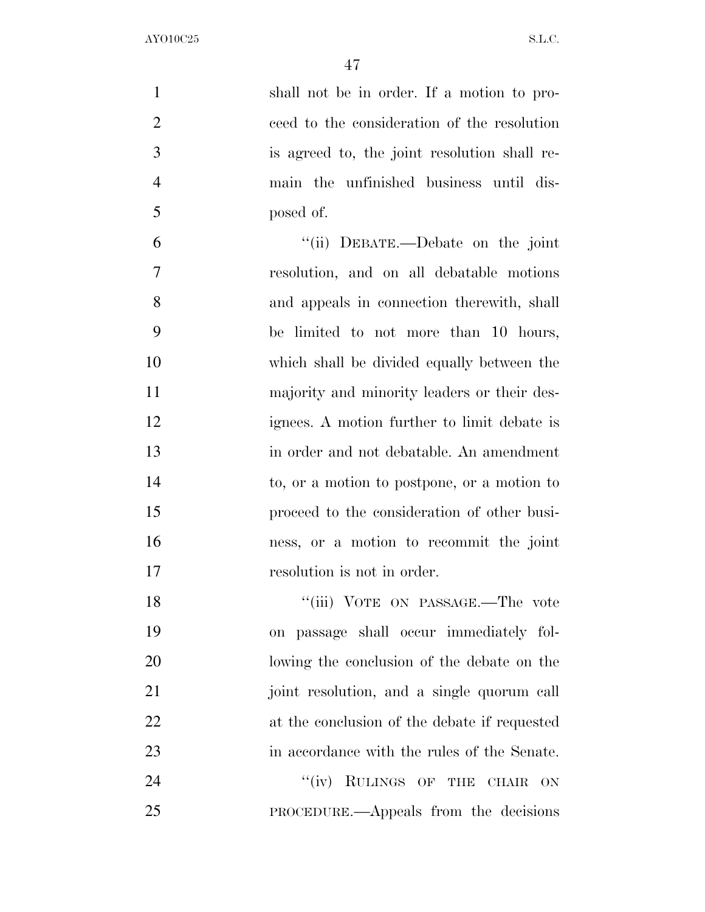shall not be in order. If a motion to proceed to the consideration of the resolution is agreed to, the joint resolution shall remain the unfinished business until disposed of.

"(ii) DEBATE.—Debate on the joint resolution, and on all debatable motions and appeals in connection therewith, shall be limited to not more than 10 hours, which shall be divided equally between the majority and minority leaders or their designees. A motion further to limit debate is in order and not debatable. An amendment to, or a motion to postpone, or a motion to proceed to the consideration of other business, or a motion to recommit the joint resolution is not in order.

"(iii) VOTE ON PASSAGE.—The vote on passage shall occur immediately following the conclusion of the debate on the joint resolution, and a single quorum call at the conclusion of the debate if requested in accordance with the rules of the Senate.

"(iv) RULINGS OF THE CHAIR ON PROCEDURE.—Appeals from the decisions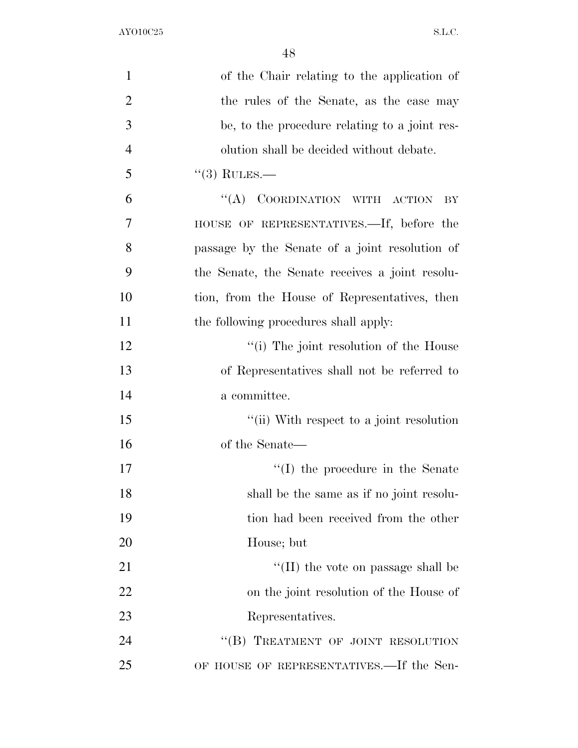of the Chair relating to the application of the rules of the Senate, as the case may be, to the procedure relating to a joint resolution shall be decided without debate.

"(3) RULES.—

"(A) COORDINATION WITH ACTION BY HOUSE OF REPRESENTATIVES.—If, before the passage by the Senate of a joint resolution of the Senate, the Senate receives a joint resolution, from the House of Representatives, then the following procedures shall apply:

"(i) The joint resolution of the House of Representatives shall not be referred to a committee.

"(ii) With respect to a joint resolution of the Senate—

"(I) the procedure in the Senate shall be the same as if no joint resolution had been received from the other House; but

"(II) the vote on passage shall be on the joint resolution of the House of Representatives.

"(B) TREATMENT OF JOINT RESOLUTION OF HOUSE OF REPRESENTATIVES.—If the Sen-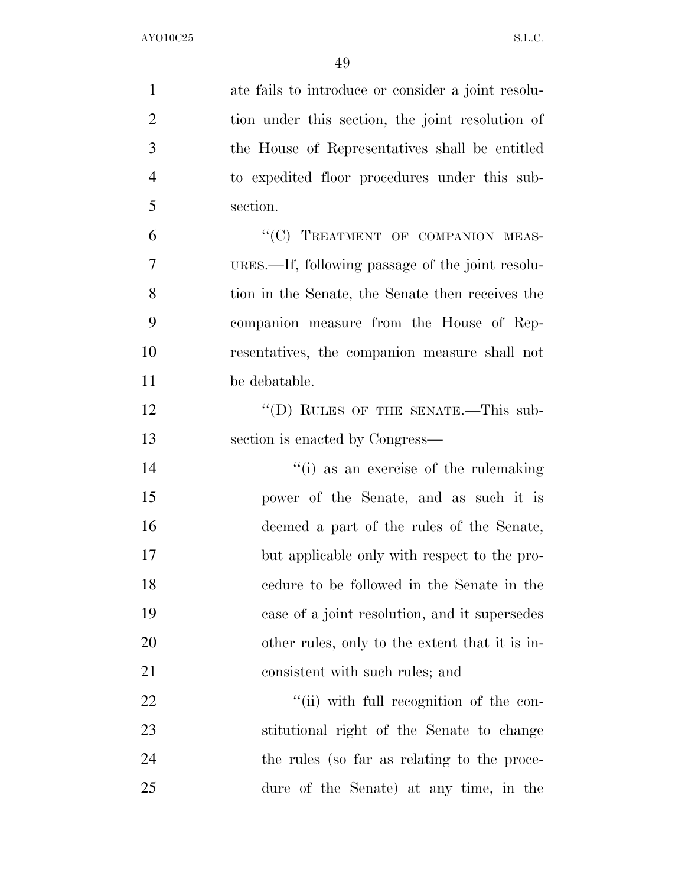ate fails to introduce or consider a joint resolution under this section, the joint resolution of the House of Representatives shall be entitled to expedited floor procedures under this subsection.

"(C) TREATMENT OF COMPANION MEASURES.—If, following passage of the joint resolution in the Senate, the Senate then receives the companion measure from the House of Representatives, the companion measure shall not be debatable.

"(D) RULES OF THE SENATE.—This subsection is enacted by Congress—

"(i) as an exercise of the rulemaking power of the Senate, and as such it is deemed a part of the rules of the Senate, but applicable only with respect to the procedure to be followed in the Senate in the case of a joint resolution, and it supersedes other rules, only to the extent that it is inconsistent with such rules; and

"(ii) with full recognition of the constitutional right of the Senate to change the rules (so far as relating to the procedure of the Senate) at any time, in the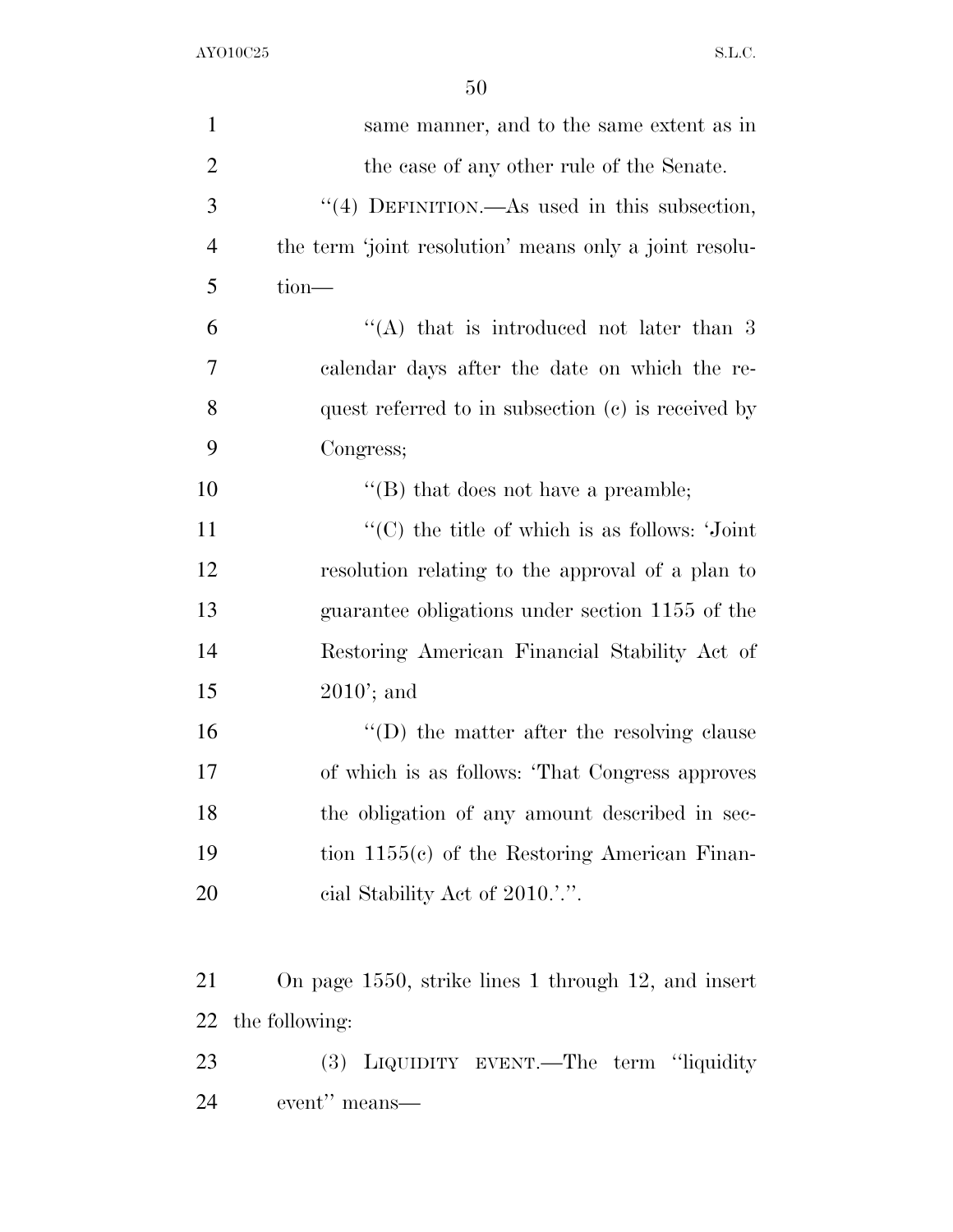same manner, and to the same extent as in the case of any other rule of the Senate.

''(4) DEFINITION.—As used in this subsection, the term 'joint resolution' means only a joint resolution—

''(A) that is introduced not later than 3 calendar days after the date on which the request referred to in subsection (c) is received by Congress;

''(B) that does not have a preamble;

''(C) the title of which is as follows: 'Joint resolution relating to the approval of a plan to guarantee obligations under section 1155 of the Restoring American Financial Stability Act of 2010'; and

''(D) the matter after the resolving clause of which is as follows: 'That Congress approves the obligation of any amount described in section 1155(c) of the Restoring American Financial Stability Act of 2010.'.''.

On page 1550, strike lines 1 through 12, and insert the following:

(3) LIQUIDITY EVENT.—The term ''liquidity event'' means—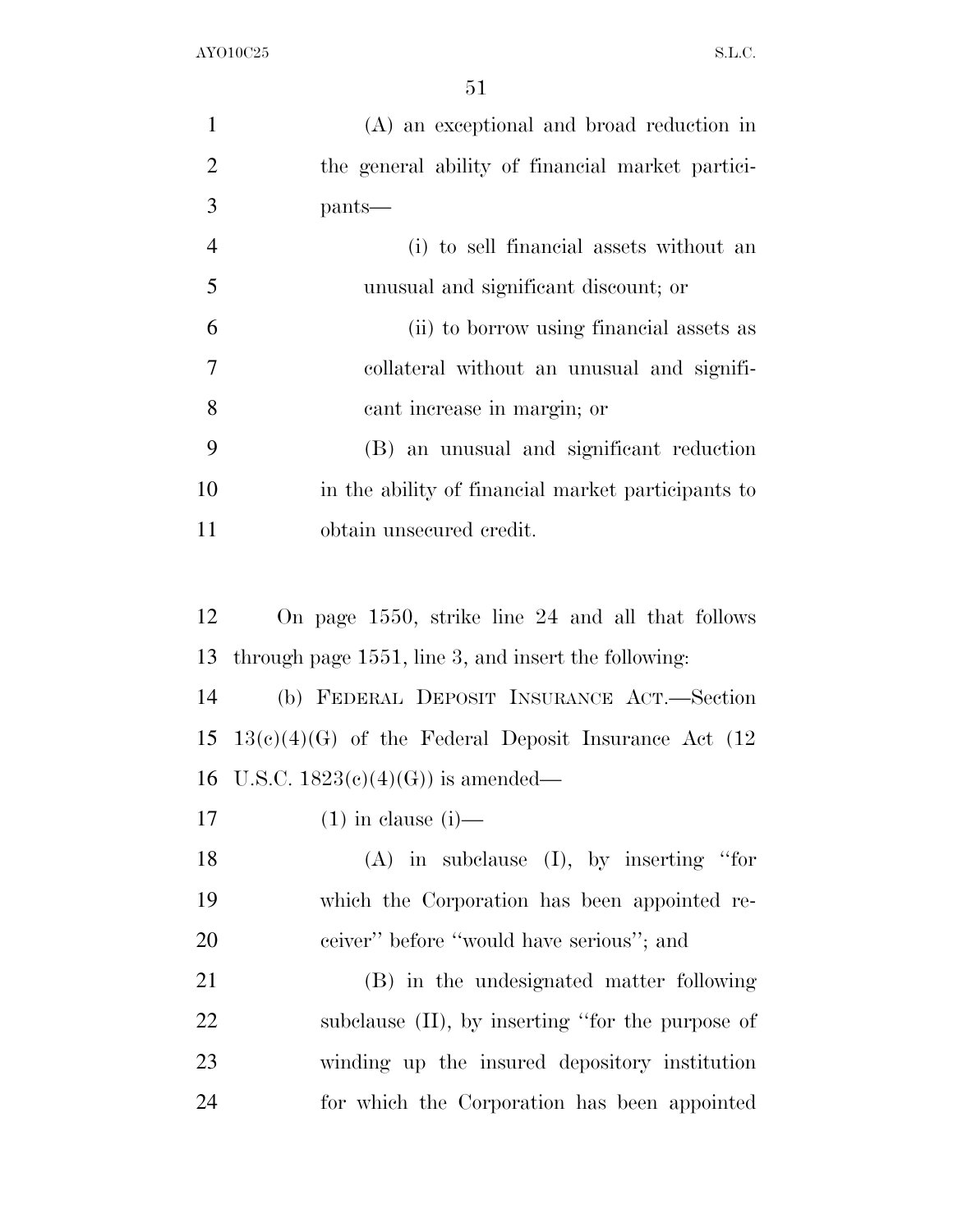(A) an exceptional and broad reduction in the general ability of financial market participants—

(i) to sell financial assets without an unusual and significant discount; or

(ii) to borrow using financial assets as collateral without an unusual and significant increase in margin; or

(B) an unusual and significant reduction in the ability of financial market participants to obtain unsecured credit.

On page 1550, strike line 24 and all that follows through page 1551, line 3, and insert the following:

(b) FEDERAL DEPOSIT INSURANCE ACT.—Section 13(c)(4)(G) of the Federal Deposit Insurance Act (12 U.S.C. 1823(c)(4)(G)) is amended—

(1) in clause (i)—

(A) in subclause (I), by inserting "for which the Corporation has been appointed receiver" before "would have serious"; and

(B) in the undesignated matter following subclause (II), by inserting "for the purpose of winding up the insured depository institution for which the Corporation has been appointed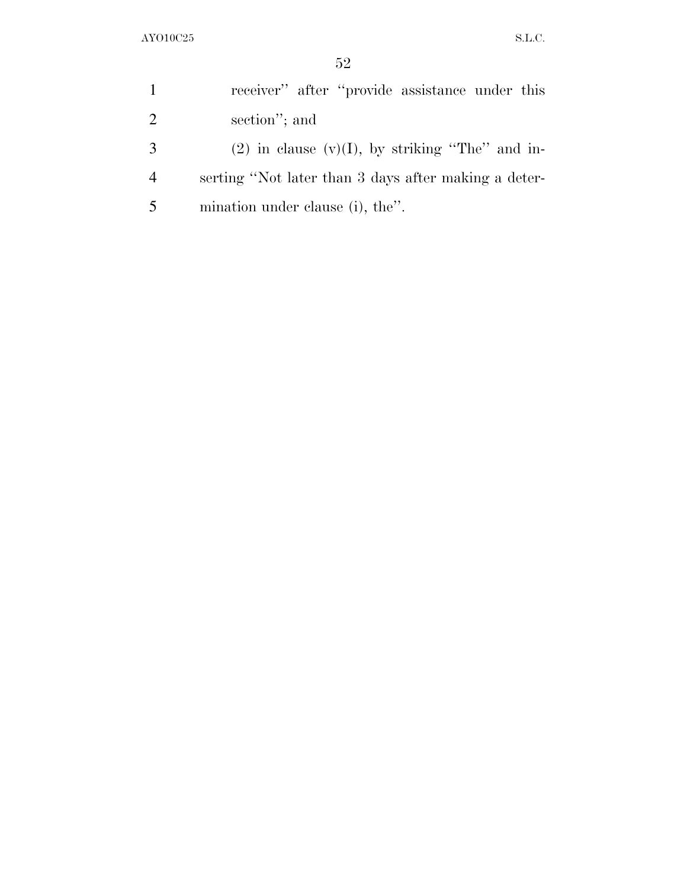receiver'' after ''provide assistance under this section''; and

(2) in clause (v)(I), by striking ''The'' and inserting ''Not later than 3 days after making a determination under clause (i), the''.